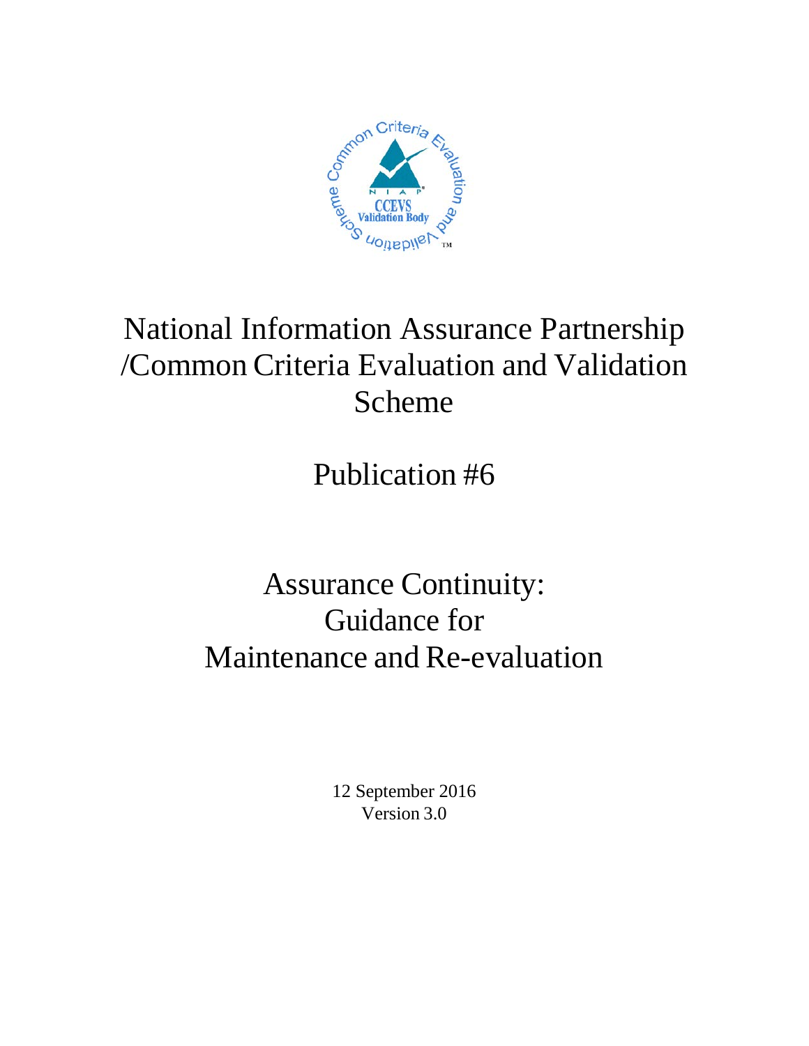# National Information Assurance Partnership /Common Criteria Evaluation and Validation Scheme

## Publication #6

## Assurance Continuity: Guidance for Maintenance and Re-evaluation

12 September 2016
Version 3.0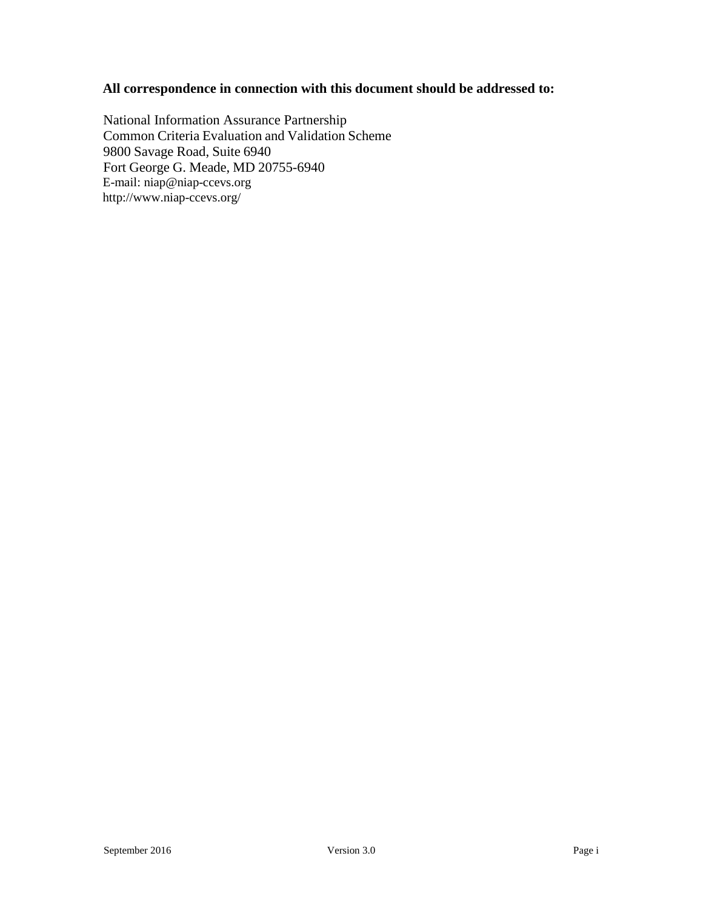**All correspondence in connection with this document should be addressed to:**

National Information Assurance Partnership
Common Criteria Evaluation and Validation Scheme
9800 Savage Road, Suite 6940
Fort George G. Meade, MD 20755-6940
E-mail: niap@niap-ccevs.org
http://www.niap-ccevs.org/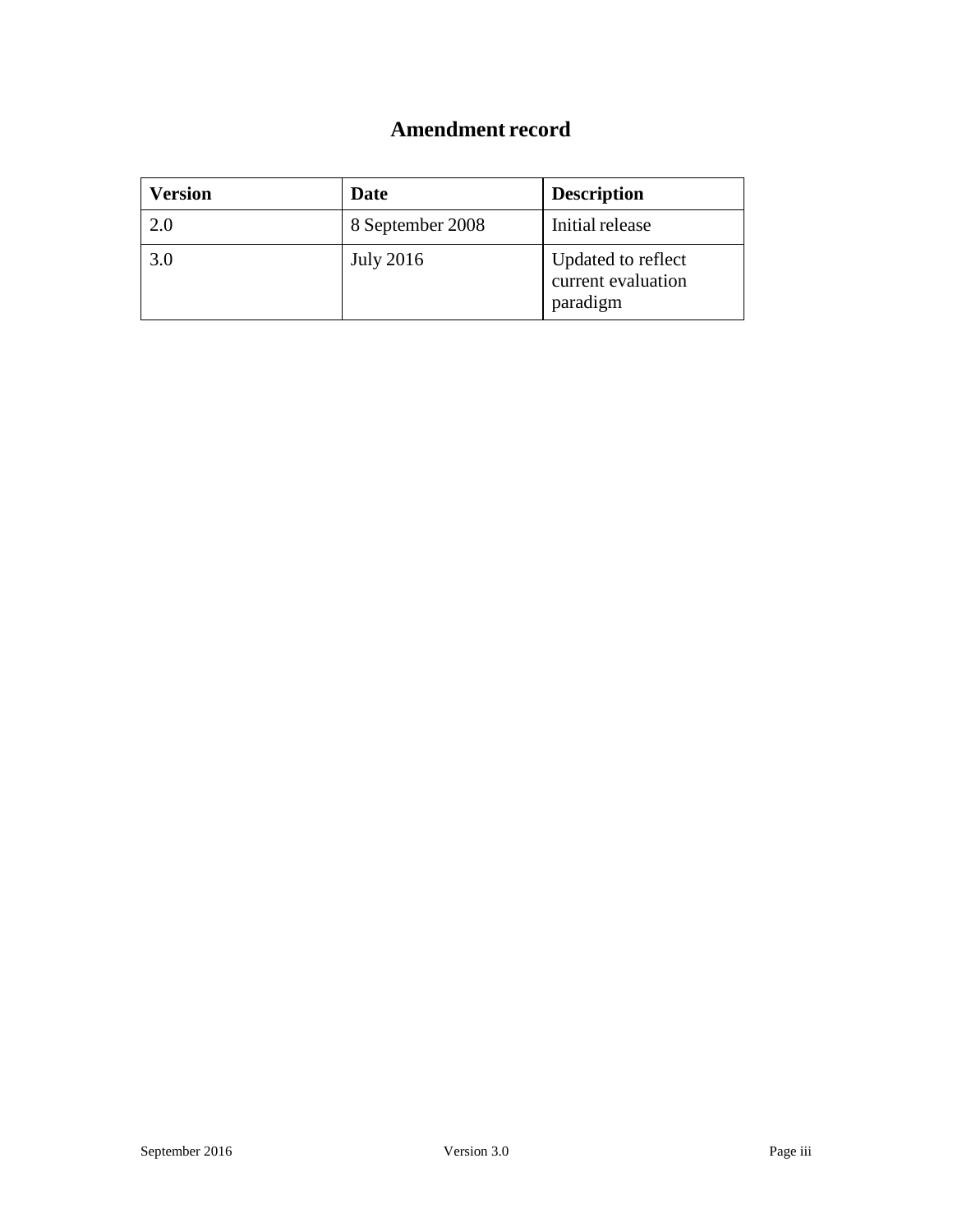# Amendment record

| Version | Date | Description |
| --- | --- | --- |
| 2.0 | 8 September 2008 | Initial release |
| 3.0 | July 2016 | Updated to reflect current evaluation paradigm |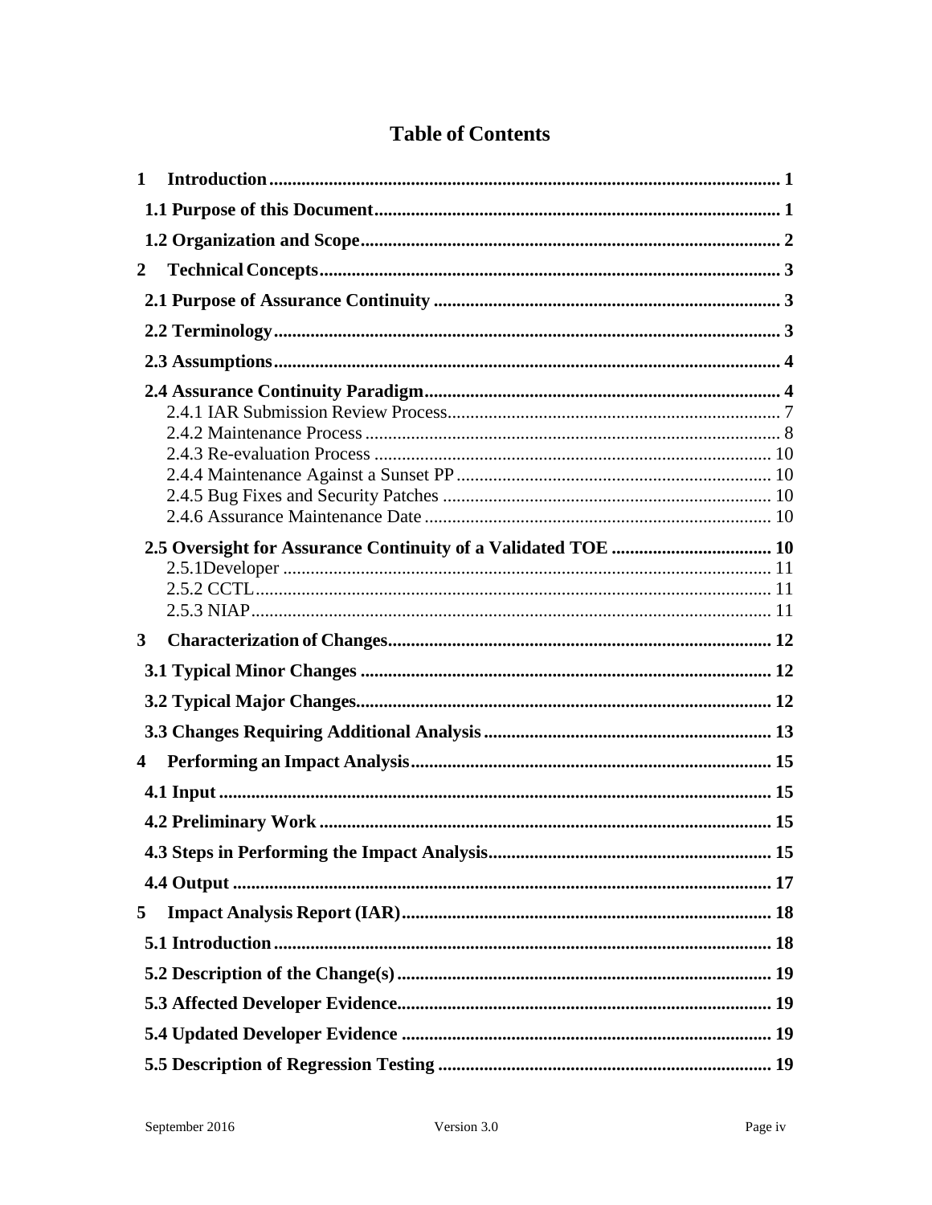# Table of Contents

1 Introduction ... 1

1.1 Purpose of this Document ... 1

1.2 Organization and Scope ... 2

2 Technical Concepts ... 3

2.1 Purpose of Assurance Continuity ... 3

2.2 Terminology ... 3

2.3 Assumptions ... 4

2.4 Assurance Continuity Paradigm ... 4

- 2.4.1 IAR Submission Review Process ... 7
- 2.4.2 Maintenance Process ... 8
- 2.4.3 Re-evaluation Process ... 10
- 2.4.4 Maintenance Against a Sunset PP ... 10
- 2.4.5 Bug Fixes and Security Patches ... 10
- 2.4.6 Assurance Maintenance Date ... 10

2.5 Oversight for Assurance Continuity of a Validated TOE ... 10

- 2.5.1Developer ... 11
- 2.5.2 CCTL ... 11
- 2.5.3 NIAP ... 11

3 Characterization of Changes ... 12

3.1 Typical Minor Changes ... 12

3.2 Typical Major Changes ... 12

3.3 Changes Requiring Additional Analysis ... 13

4 Performing an Impact Analysis ... 15

4.1 Input ... 15

4.2 Preliminary Work ... 15

4.3 Steps in Performing the Impact Analysis ... 15

4.4 Output ... 17

5 Impact Analysis Report (IAR) ... 18

5.1 Introduction ... 18

5.2 Description of the Change(s) ... 19

5.3 Affected Developer Evidence ... 19

5.4 Updated Developer Evidence ... 19

5.5 Description of Regression Testing ... 19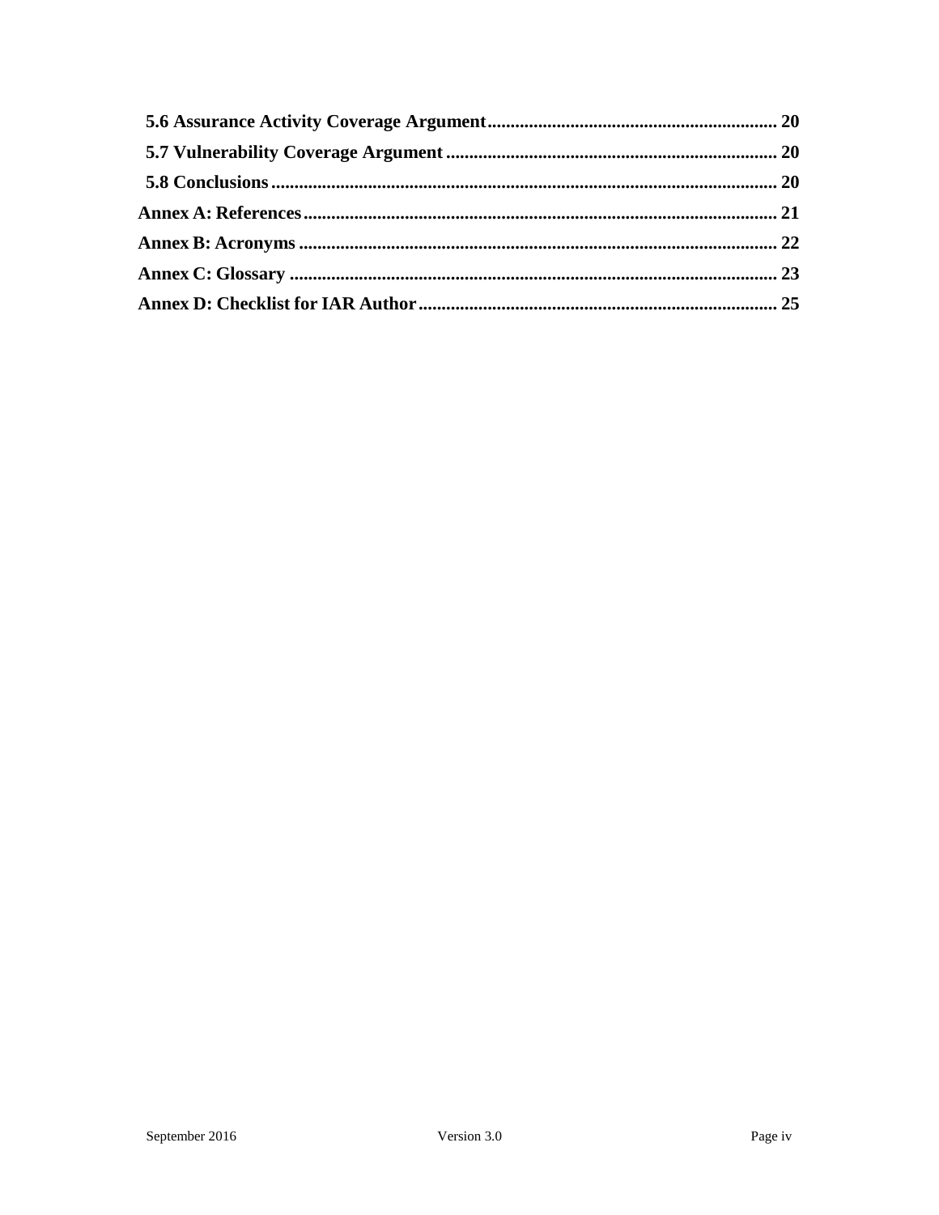**5.6 Assurance Activity Coverage Argument** .......... 20

**5.7 Vulnerability Coverage Argument** .......... 20

**5.8 Conclusions** .......... 20

**Annex A: References** .......... 21

**Annex B: Acronyms** .......... 22

**Annex C: Glossary** .......... 23

**Annex D: Checklist for IAR Author** .......... 25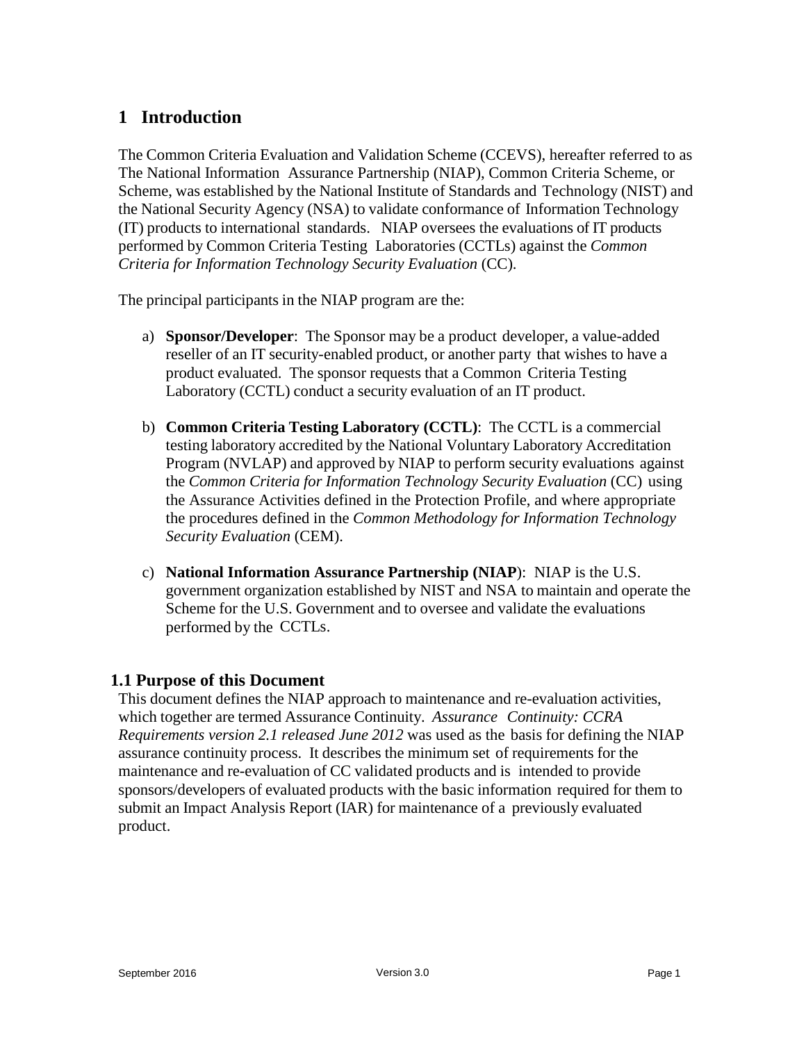# 1 Introduction

The Common Criteria Evaluation and Validation Scheme (CCEVS), hereafter referred to as The National Information Assurance Partnership (NIAP), Common Criteria Scheme, or Scheme, was established by the National Institute of Standards and Technology (NIST) and the National Security Agency (NSA) to validate conformance of Information Technology (IT) products to international standards. NIAP oversees the evaluations of IT products performed by Common Criteria Testing Laboratories (CCTLs) against the *Common Criteria for Information Technology Security Evaluation* (CC).

The principal participants in the NIAP program are the:

a) **Sponsor/Developer**: The Sponsor may be a product developer, a value-added reseller of an IT security-enabled product, or another party that wishes to have a product evaluated. The sponsor requests that a Common Criteria Testing Laboratory (CCTL) conduct a security evaluation of an IT product.

b) **Common Criteria Testing Laboratory (CCTL)**: The CCTL is a commercial testing laboratory accredited by the National Voluntary Laboratory Accreditation Program (NVLAP) and approved by NIAP to perform security evaluations against the *Common Criteria for Information Technology Security Evaluation* (CC) using the Assurance Activities defined in the Protection Profile, and where appropriate the procedures defined in the *Common Methodology for Information Technology Security Evaluation* (CEM).

c) **National Information Assurance Partnership (NIAP)**: NIAP is the U.S. government organization established by NIST and NSA to maintain and operate the Scheme for the U.S. Government and to oversee and validate the evaluations performed by the CCTLs.

## 1.1 Purpose of this Document

This document defines the NIAP approach to maintenance and re-evaluation activities, which together are termed Assurance Continuity. *Assurance Continuity: CCRA Requirements version 2.1 released June 2012* was used as the basis for defining the NIAP assurance continuity process. It describes the minimum set of requirements for the maintenance and re-evaluation of CC validated products and is intended to provide sponsors/developers of evaluated products with the basic information required for them to submit an Impact Analysis Report (IAR) for maintenance of a previously evaluated product.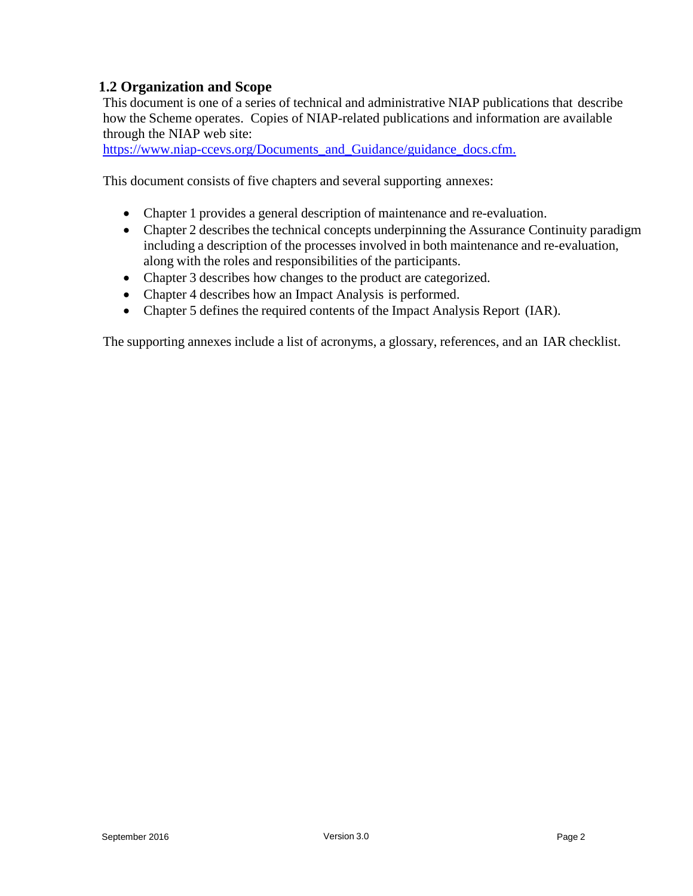## 1.2 Organization and Scope

This document is one of a series of technical and administrative NIAP publications that describe how the Scheme operates. Copies of NIAP-related publications and information are available through the NIAP web site: https://www.niap-ccevs.org/Documents_and_Guidance/guidance_docs.cfm.

This document consists of five chapters and several supporting annexes:

- Chapter 1 provides a general description of maintenance and re-evaluation.
- Chapter 2 describes the technical concepts underpinning the Assurance Continuity paradigm including a description of the processes involved in both maintenance and re-evaluation, along with the roles and responsibilities of the participants.
- Chapter 3 describes how changes to the product are categorized.
- Chapter 4 describes how an Impact Analysis is performed.
- Chapter 5 defines the required contents of the Impact Analysis Report (IAR).

The supporting annexes include a list of acronyms, a glossary, references, and an IAR checklist.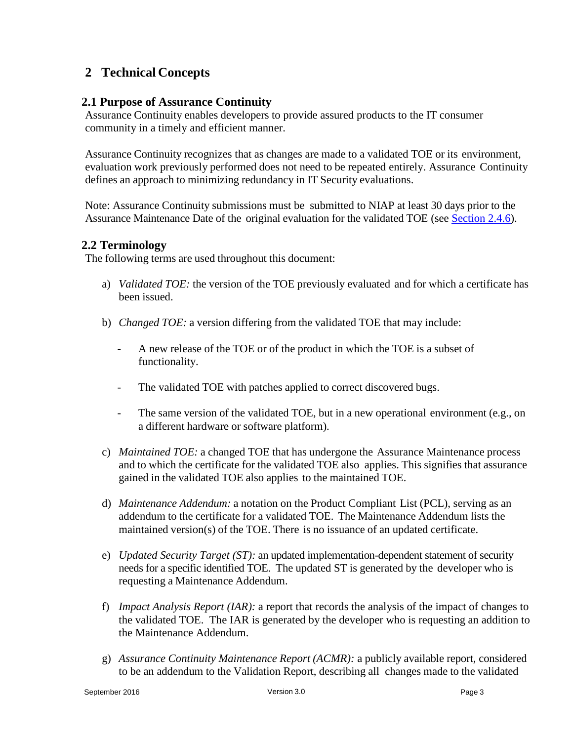# 2 Technical Concepts

## 2.1 Purpose of Assurance Continuity

Assurance Continuity enables developers to provide assured products to the IT consumer community in a timely and efficient manner.

Assurance Continuity recognizes that as changes are made to a validated TOE or its environment, evaluation work previously performed does not need to be repeated entirely. Assurance Continuity defines an approach to minimizing redundancy in IT Security evaluations.

Note: Assurance Continuity submissions must be submitted to NIAP at least 30 days prior to the Assurance Maintenance Date of the original evaluation for the validated TOE (see Section 2.4.6).

## 2.2 Terminology

The following terms are used throughout this document:

a) *Validated TOE:* the version of the TOE previously evaluated and for which a certificate has been issued.

b) *Changed TOE:* a version differing from the validated TOE that may include:

   - A new release of the TOE or of the product in which the TOE is a subset of functionality.

   - The validated TOE with patches applied to correct discovered bugs.

   - The same version of the validated TOE, but in a new operational environment (e.g., on a different hardware or software platform).

c) *Maintained TOE:* a changed TOE that has undergone the Assurance Maintenance process and to which the certificate for the validated TOE also applies. This signifies that assurance gained in the validated TOE also applies to the maintained TOE.

d) *Maintenance Addendum:* a notation on the Product Compliant List (PCL), serving as an addendum to the certificate for a validated TOE. The Maintenance Addendum lists the maintained version(s) of the TOE. There is no issuance of an updated certificate.

e) *Updated Security Target (ST):* an updated implementation-dependent statement of security needs for a specific identified TOE. The updated ST is generated by the developer who is requesting a Maintenance Addendum.

f) *Impact Analysis Report (IAR):* a report that records the analysis of the impact of changes to the validated TOE. The IAR is generated by the developer who is requesting an addition to the Maintenance Addendum.

g) *Assurance Continuity Maintenance Report (ACMR):* a publicly available report, considered to be an addendum to the Validation Report, describing all changes made to the validated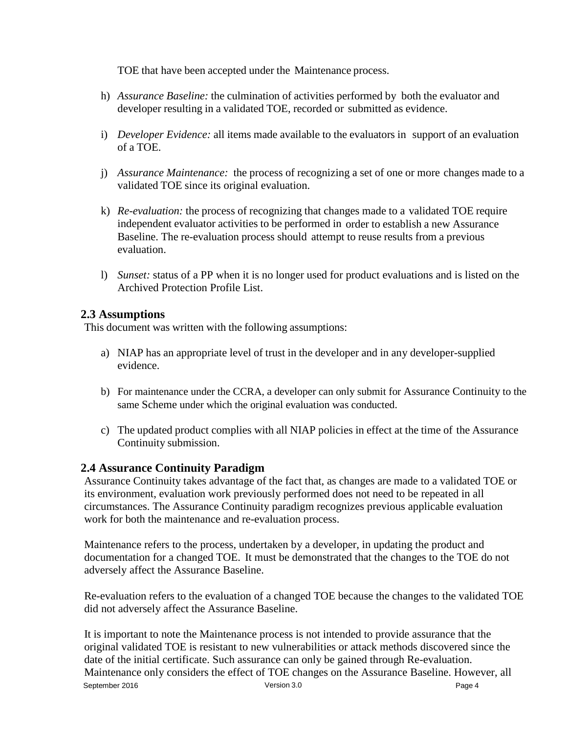TOE that have been accepted under the Maintenance process.

h) *Assurance Baseline:* the culmination of activities performed by both the evaluator and developer resulting in a validated TOE, recorded or submitted as evidence.

i) *Developer Evidence:* all items made available to the evaluators in support of an evaluation of a TOE.

j) *Assurance Maintenance:* the process of recognizing a set of one or more changes made to a validated TOE since its original evaluation.

k) *Re-evaluation:* the process of recognizing that changes made to a validated TOE require independent evaluator activities to be performed in order to establish a new Assurance Baseline. The re-evaluation process should attempt to reuse results from a previous evaluation.

l) *Sunset:* status of a PP when it is no longer used for product evaluations and is listed on the Archived Protection Profile List.

## 2.3 Assumptions

This document was written with the following assumptions:

a) NIAP has an appropriate level of trust in the developer and in any developer-supplied evidence.

b) For maintenance under the CCRA, a developer can only submit for Assurance Continuity to the same Scheme under which the original evaluation was conducted.

c) The updated product complies with all NIAP policies in effect at the time of the Assurance Continuity submission.

## 2.4 Assurance Continuity Paradigm

Assurance Continuity takes advantage of the fact that, as changes are made to a validated TOE or its environment, evaluation work previously performed does not need to be repeated in all circumstances. The Assurance Continuity paradigm recognizes previous applicable evaluation work for both the maintenance and re-evaluation process.

Maintenance refers to the process, undertaken by a developer, in updating the product and documentation for a changed TOE. It must be demonstrated that the changes to the TOE do not adversely affect the Assurance Baseline.

Re-evaluation refers to the evaluation of a changed TOE because the changes to the validated TOE did not adversely affect the Assurance Baseline.

It is important to note the Maintenance process is not intended to provide assurance that the original validated TOE is resistant to new vulnerabilities or attack methods discovered since the date of the initial certificate. Such assurance can only be gained through Re-evaluation. Maintenance only considers the effect of TOE changes on the Assurance Baseline. However, all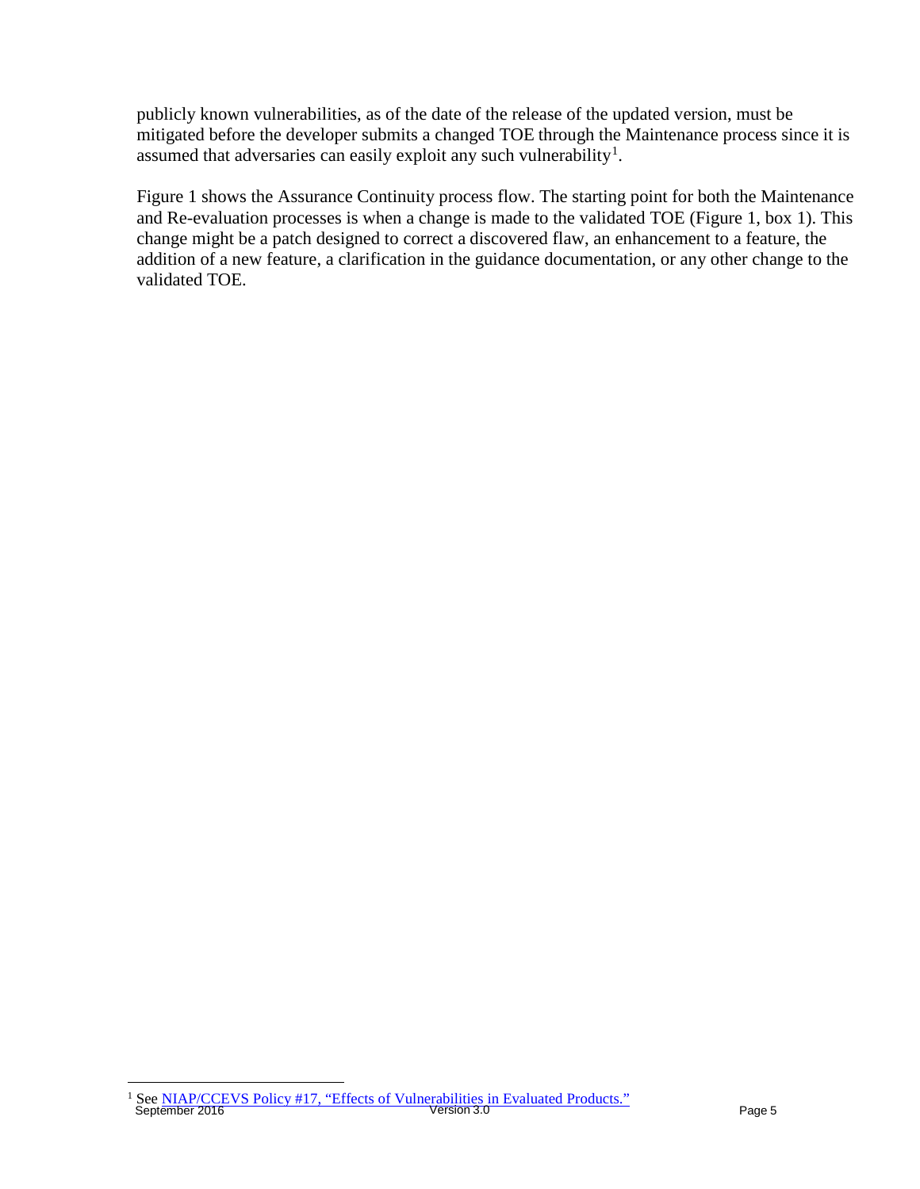publicly known vulnerabilities, as of the date of the release of the updated version, must be mitigated before the developer submits a changed TOE through the Maintenance process since it is assumed that adversaries can easily exploit any such vulnerability[1].

Figure 1 shows the Assurance Continuity process flow. The starting point for both the Maintenance and Re-evaluation processes is when a change is made to the validated TOE (Figure 1, box 1). This change might be a patch designed to correct a discovered flaw, an enhancement to a feature, the addition of a new feature, a clarification in the guidance documentation, or any other change to the validated TOE.

[1] See NIAP/CCEVS Policy #17, "Effects of Vulnerabilities in Evaluated Products."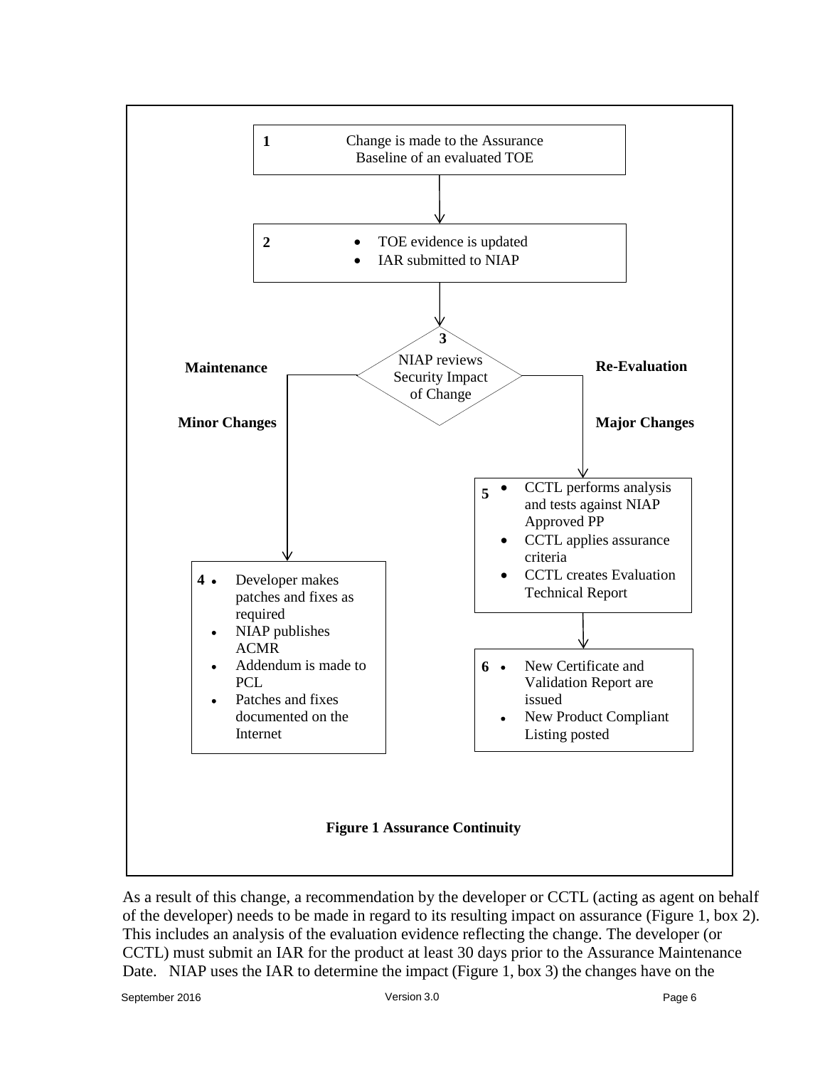**1** Change is made to the Assurance Baseline of an evaluated TOE

**2**
- TOE evidence is updated
- IAR submitted to NIAP

**3** NIAP reviews Security Impact of Change

**Maintenance**

**Minor Changes**

**4**
- Developer makes patches and fixes as required
- NIAP publishes ACMR
- Addendum is made to PCL
- Patches and fixes documented on the Internet

**Re-Evaluation**

**Major Changes**

**5**
- CCTL performs analysis and tests against NIAP Approved PP
- CCTL applies assurance criteria
- CCTL creates Evaluation Technical Report

**6**
- New Certificate and Validation Report are issued
- New Product Compliant Listing posted

**Figure 1 Assurance Continuity**

As a result of this change, a recommendation by the developer or CCTL (acting as agent on behalf of the developer) needs to be made in regard to its resulting impact on assurance (Figure 1, box 2). This includes an analysis of the evaluation evidence reflecting the change. The developer (or CCTL) must submit an IAR for the product at least 30 days prior to the Assurance Maintenance Date. NIAP uses the IAR to determine the impact (Figure 1, box 3) the changes have on the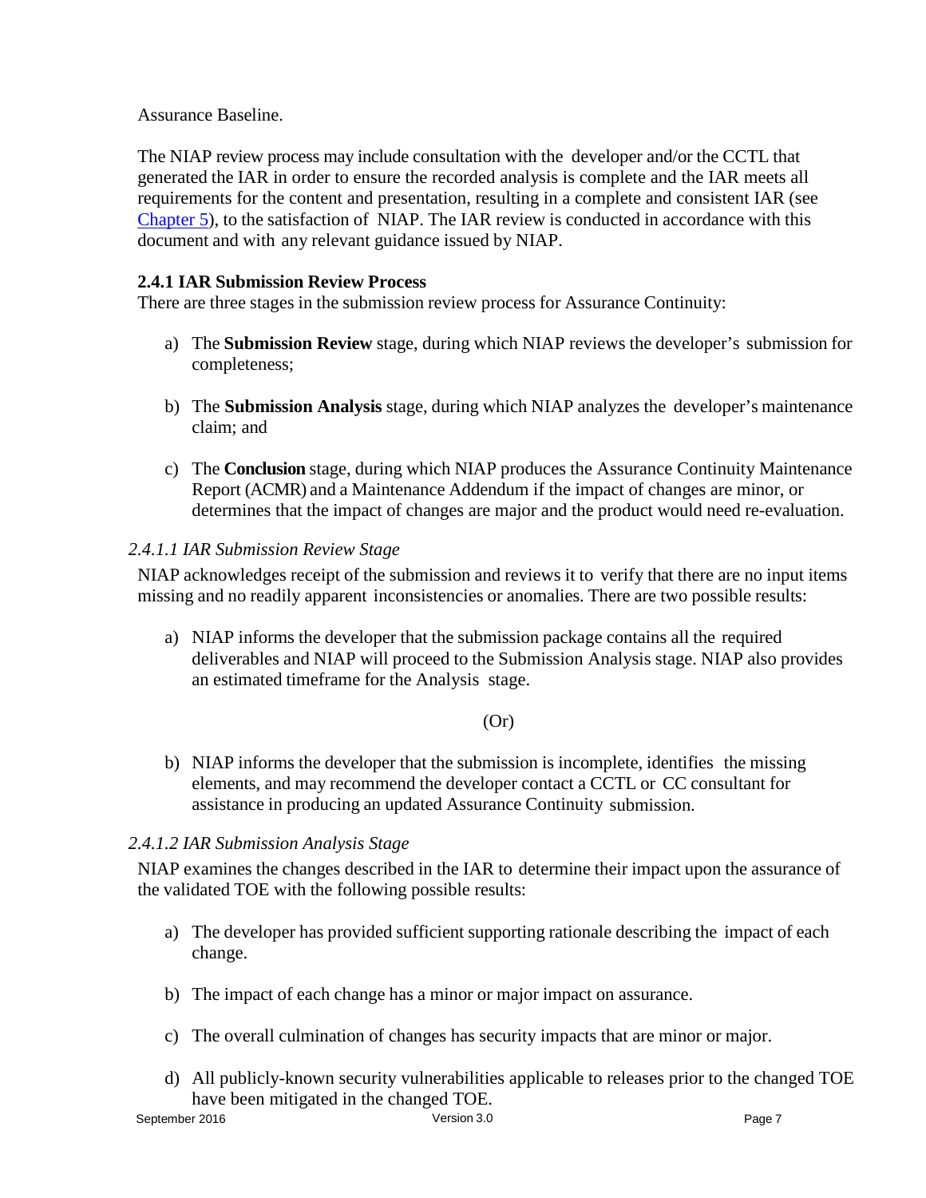Assurance Baseline.

The NIAP review process may include consultation with the developer and/or the CCTL that generated the IAR in order to ensure the recorded analysis is complete and the IAR meets all requirements for the content and presentation, resulting in a complete and consistent IAR (see Chapter 5), to the satisfaction of NIAP. The IAR review is conducted in accordance with this document and with any relevant guidance issued by NIAP.

### 2.4.1 IAR Submission Review Process

There are three stages in the submission review process for Assurance Continuity:

a) The **Submission Review** stage, during which NIAP reviews the developer's submission for completeness;

b) The **Submission Analysis** stage, during which NIAP analyzes the developer's maintenance claim; and

c) The **Conclusion** stage, during which NIAP produces the Assurance Continuity Maintenance Report (ACMR) and a Maintenance Addendum if the impact of changes are minor, or determines that the impact of changes are major and the product would need re-evaluation.

#### *2.4.1.1 IAR Submission Review Stage*

NIAP acknowledges receipt of the submission and reviews it to verify that there are no input items missing and no readily apparent inconsistencies or anomalies. There are two possible results:

a) NIAP informs the developer that the submission package contains all the required deliverables and NIAP will proceed to the Submission Analysis stage. NIAP also provides an estimated timeframe for the Analysis stage.

(Or)

b) NIAP informs the developer that the submission is incomplete, identifies the missing elements, and may recommend the developer contact a CCTL or CC consultant for assistance in producing an updated Assurance Continuity submission.

#### *2.4.1.2 IAR Submission Analysis Stage*

NIAP examines the changes described in the IAR to determine their impact upon the assurance of the validated TOE with the following possible results:

a) The developer has provided sufficient supporting rationale describing the impact of each change.

b) The impact of each change has a minor or major impact on assurance.

c) The overall culmination of changes has security impacts that are minor or major.

d) All publicly-known security vulnerabilities applicable to releases prior to the changed TOE have been mitigated in the changed TOE.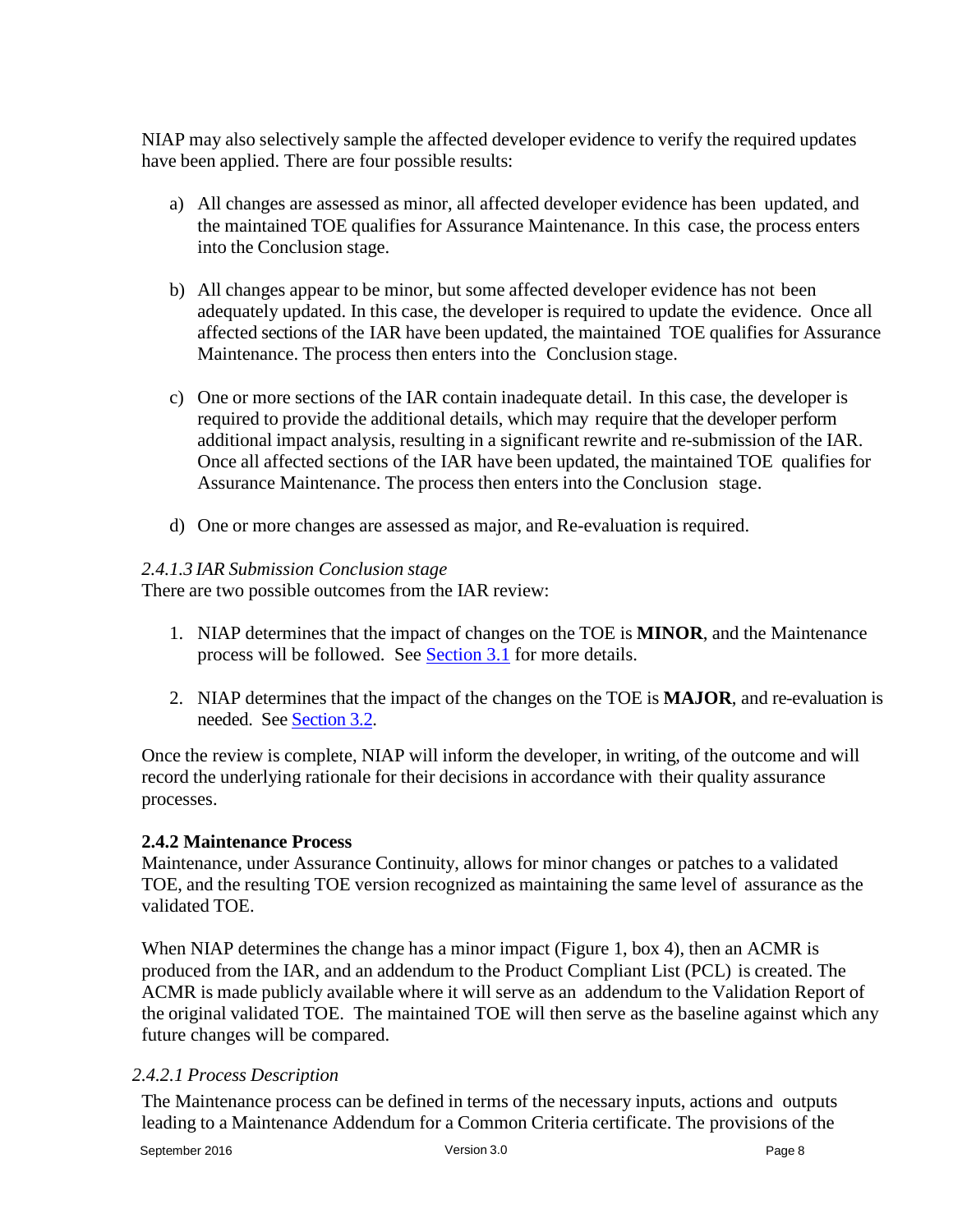NIAP may also selectively sample the affected developer evidence to verify the required updates have been applied. There are four possible results:

a) All changes are assessed as minor, all affected developer evidence has been updated, and the maintained TOE qualifies for Assurance Maintenance. In this case, the process enters into the Conclusion stage.

b) All changes appear to be minor, but some affected developer evidence has not been adequately updated. In this case, the developer is required to update the evidence. Once all affected sections of the IAR have been updated, the maintained TOE qualifies for Assurance Maintenance. The process then enters into the Conclusion stage.

c) One or more sections of the IAR contain inadequate detail. In this case, the developer is required to provide the additional details, which may require that the developer perform additional impact analysis, resulting in a significant rewrite and re-submission of the IAR. Once all affected sections of the IAR have been updated, the maintained TOE qualifies for Assurance Maintenance. The process then enters into the Conclusion stage.

d) One or more changes are assessed as major, and Re-evaluation is required.

*2.4.1.3 IAR Submission Conclusion stage*

There are two possible outcomes from the IAR review:

1. NIAP determines that the impact of changes on the TOE is **MINOR**, and the Maintenance process will be followed. See Section 3.1 for more details.

2. NIAP determines that the impact of the changes on the TOE is **MAJOR**, and re-evaluation is needed. See Section 3.2.

Once the review is complete, NIAP will inform the developer, in writing, of the outcome and will record the underlying rationale for their decisions in accordance with their quality assurance processes.

### 2.4.2 Maintenance Process

Maintenance, under Assurance Continuity, allows for minor changes or patches to a validated TOE, and the resulting TOE version recognized as maintaining the same level of assurance as the validated TOE.

When NIAP determines the change has a minor impact (Figure 1, box 4), then an ACMR is produced from the IAR, and an addendum to the Product Compliant List (PCL) is created. The ACMR is made publicly available where it will serve as an addendum to the Validation Report of the original validated TOE. The maintained TOE will then serve as the baseline against which any future changes will be compared.

*2.4.2.1 Process Description*

The Maintenance process can be defined in terms of the necessary inputs, actions and outputs leading to a Maintenance Addendum for a Common Criteria certificate. The provisions of the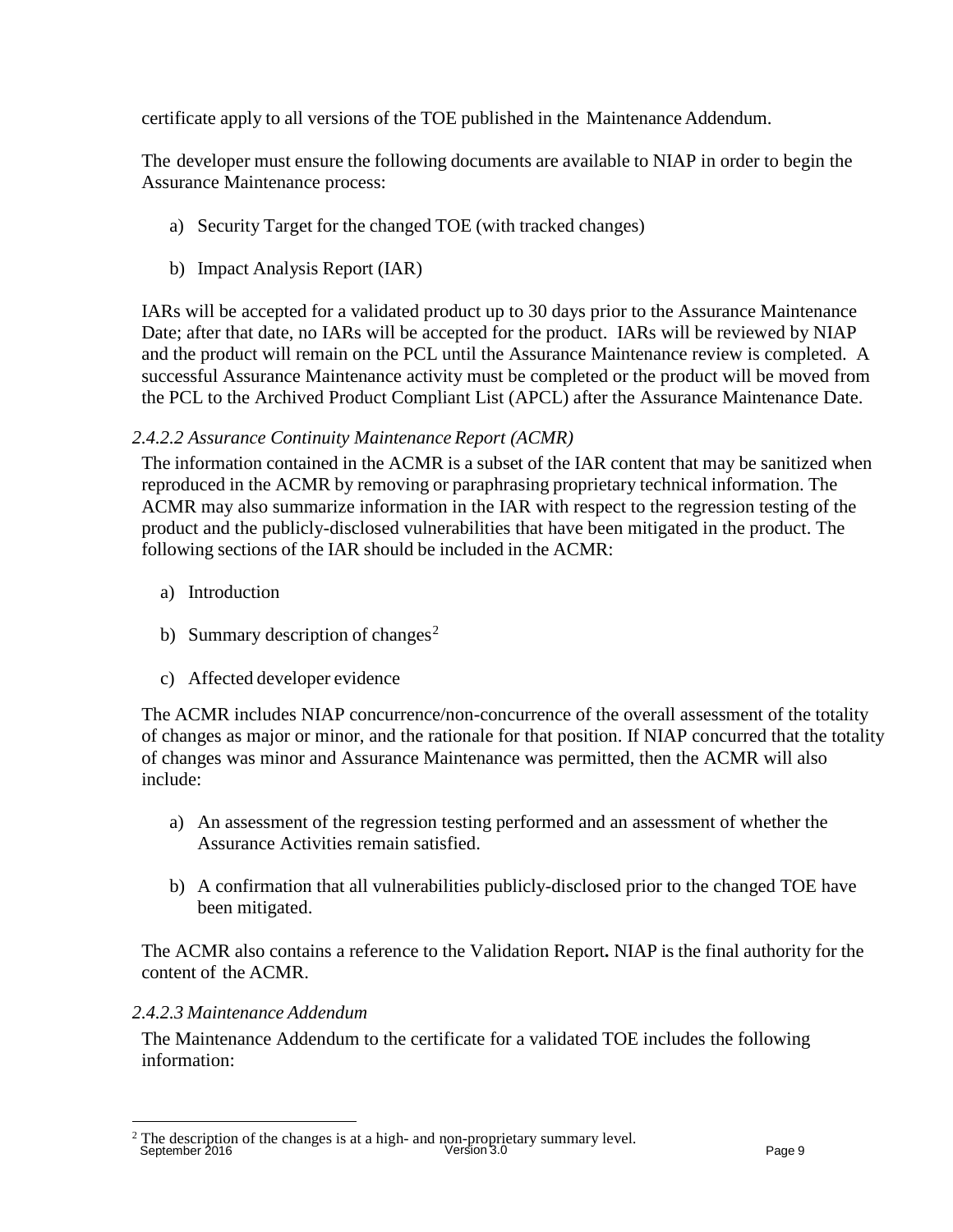certificate apply to all versions of the TOE published in the Maintenance Addendum.

The developer must ensure the following documents are available to NIAP in order to begin the Assurance Maintenance process:

a) Security Target for the changed TOE (with tracked changes)

b) Impact Analysis Report (IAR)

IARs will be accepted for a validated product up to 30 days prior to the Assurance Maintenance Date; after that date, no IARs will be accepted for the product. IARs will be reviewed by NIAP and the product will remain on the PCL until the Assurance Maintenance review is completed. A successful Assurance Maintenance activity must be completed or the product will be moved from the PCL to the Archived Product Compliant List (APCL) after the Assurance Maintenance Date.

#### *2.4.2.2 Assurance Continuity Maintenance Report (ACMR)*

The information contained in the ACMR is a subset of the IAR content that may be sanitized when reproduced in the ACMR by removing or paraphrasing proprietary technical information. The ACMR may also summarize information in the IAR with respect to the regression testing of the product and the publicly-disclosed vulnerabilities that have been mitigated in the product. The following sections of the IAR should be included in the ACMR:

a) Introduction

b) Summary description of changes[2]

c) Affected developer evidence

The ACMR includes NIAP concurrence/non-concurrence of the overall assessment of the totality of changes as major or minor, and the rationale for that position. If NIAP concurred that the totality of changes was minor and Assurance Maintenance was permitted, then the ACMR will also include:

a) An assessment of the regression testing performed and an assessment of whether the Assurance Activities remain satisfied.

b) A confirmation that all vulnerabilities publicly-disclosed prior to the changed TOE have been mitigated.

The ACMR also contains a reference to the Validation Report**.** NIAP is the final authority for the content of the ACMR.

#### *2.4.2.3 Maintenance Addendum*

The Maintenance Addendum to the certificate for a validated TOE includes the following information:

---

[2] The description of the changes is at a high- and non-proprietary summary level.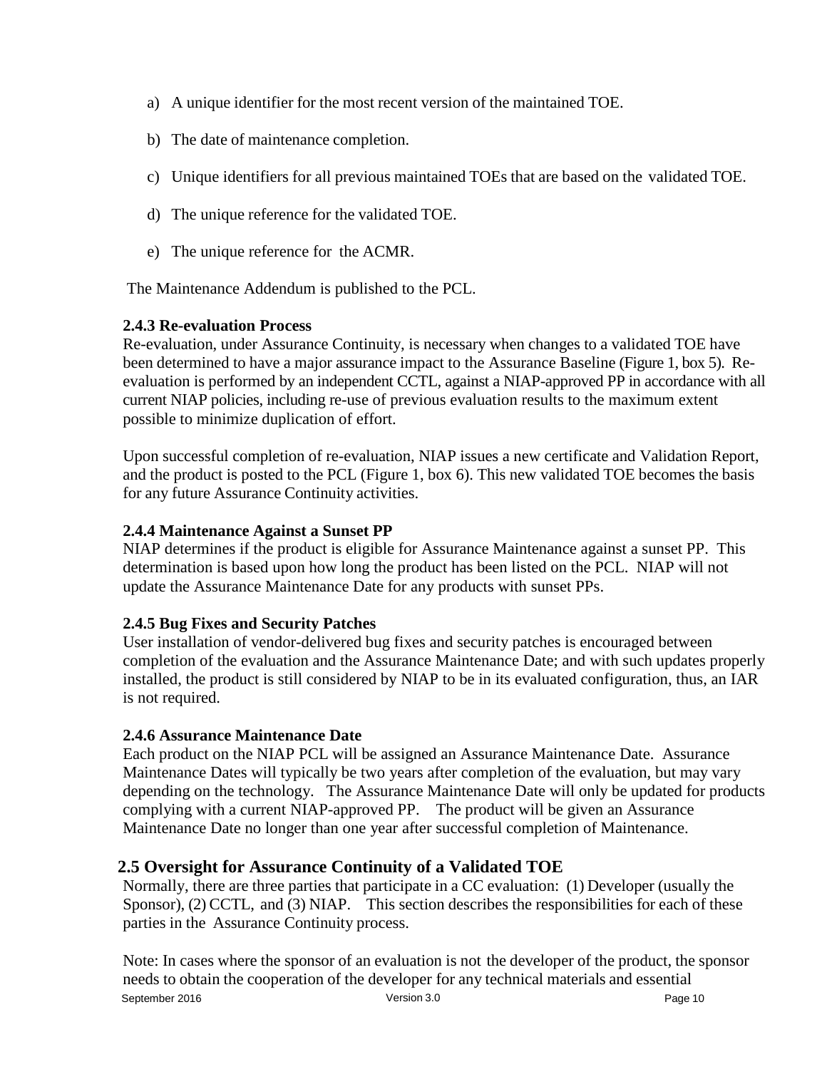a) A unique identifier for the most recent version of the maintained TOE.

b) The date of maintenance completion.

c) Unique identifiers for all previous maintained TOEs that are based on the validated TOE.

d) The unique reference for the validated TOE.

e) The unique reference for the ACMR.

The Maintenance Addendum is published to the PCL.

### 2.4.3 Re-evaluation Process

Re-evaluation, under Assurance Continuity, is necessary when changes to a validated TOE have been determined to have a major assurance impact to the Assurance Baseline (Figure 1, box 5). Re-evaluation is performed by an independent CCTL, against a NIAP-approved PP in accordance with all current NIAP policies, including re-use of previous evaluation results to the maximum extent possible to minimize duplication of effort.

Upon successful completion of re-evaluation, NIAP issues a new certificate and Validation Report, and the product is posted to the PCL (Figure 1, box 6). This new validated TOE becomes the basis for any future Assurance Continuity activities.

### 2.4.4 Maintenance Against a Sunset PP

NIAP determines if the product is eligible for Assurance Maintenance against a sunset PP. This determination is based upon how long the product has been listed on the PCL. NIAP will not update the Assurance Maintenance Date for any products with sunset PPs.

### 2.4.5 Bug Fixes and Security Patches

User installation of vendor-delivered bug fixes and security patches is encouraged between completion of the evaluation and the Assurance Maintenance Date; and with such updates properly installed, the product is still considered by NIAP to be in its evaluated configuration, thus, an IAR is not required.

### 2.4.6 Assurance Maintenance Date

Each product on the NIAP PCL will be assigned an Assurance Maintenance Date. Assurance Maintenance Dates will typically be two years after completion of the evaluation, but may vary depending on the technology. The Assurance Maintenance Date will only be updated for products complying with a current NIAP-approved PP. The product will be given an Assurance Maintenance Date no longer than one year after successful completion of Maintenance.

## 2.5 Oversight for Assurance Continuity of a Validated TOE

Normally, there are three parties that participate in a CC evaluation: (1) Developer (usually the Sponsor), (2) CCTL, and (3) NIAP. This section describes the responsibilities for each of these parties in the Assurance Continuity process.

Note: In cases where the sponsor of an evaluation is not the developer of the product, the sponsor needs to obtain the cooperation of the developer for any technical materials and essential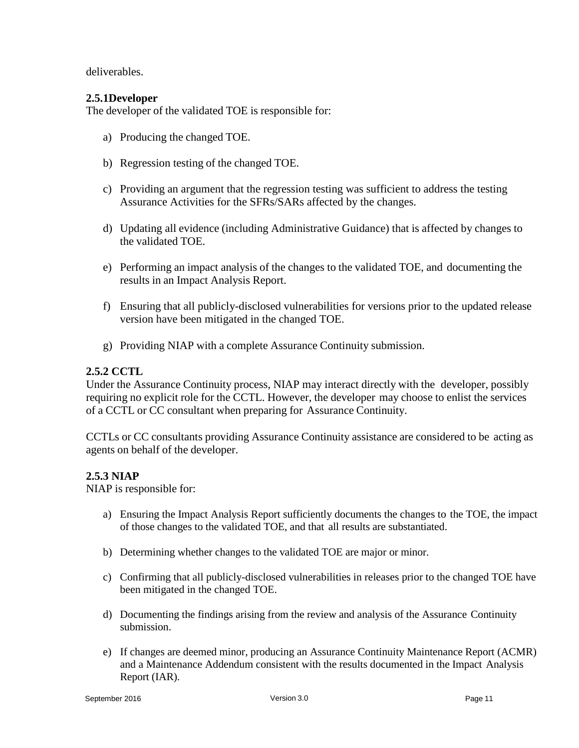deliverables.

### 2.5.1Developer

The developer of the validated TOE is responsible for:

a) Producing the changed TOE.

b) Regression testing of the changed TOE.

c) Providing an argument that the regression testing was sufficient to address the testing Assurance Activities for the SFRs/SARs affected by the changes.

d) Updating all evidence (including Administrative Guidance) that is affected by changes to the validated TOE.

e) Performing an impact analysis of the changes to the validated TOE, and documenting the results in an Impact Analysis Report.

f) Ensuring that all publicly-disclosed vulnerabilities for versions prior to the updated release version have been mitigated in the changed TOE.

g) Providing NIAP with a complete Assurance Continuity submission.

### 2.5.2 CCTL

Under the Assurance Continuity process, NIAP may interact directly with the developer, possibly requiring no explicit role for the CCTL. However, the developer may choose to enlist the services of a CCTL or CC consultant when preparing for Assurance Continuity.

CCTLs or CC consultants providing Assurance Continuity assistance are considered to be acting as agents on behalf of the developer.

### 2.5.3 NIAP

NIAP is responsible for:

a) Ensuring the Impact Analysis Report sufficiently documents the changes to the TOE, the impact of those changes to the validated TOE, and that all results are substantiated.

b) Determining whether changes to the validated TOE are major or minor.

c) Confirming that all publicly-disclosed vulnerabilities in releases prior to the changed TOE have been mitigated in the changed TOE.

d) Documenting the findings arising from the review and analysis of the Assurance Continuity submission.

e) If changes are deemed minor, producing an Assurance Continuity Maintenance Report (ACMR) and a Maintenance Addendum consistent with the results documented in the Impact Analysis Report (IAR).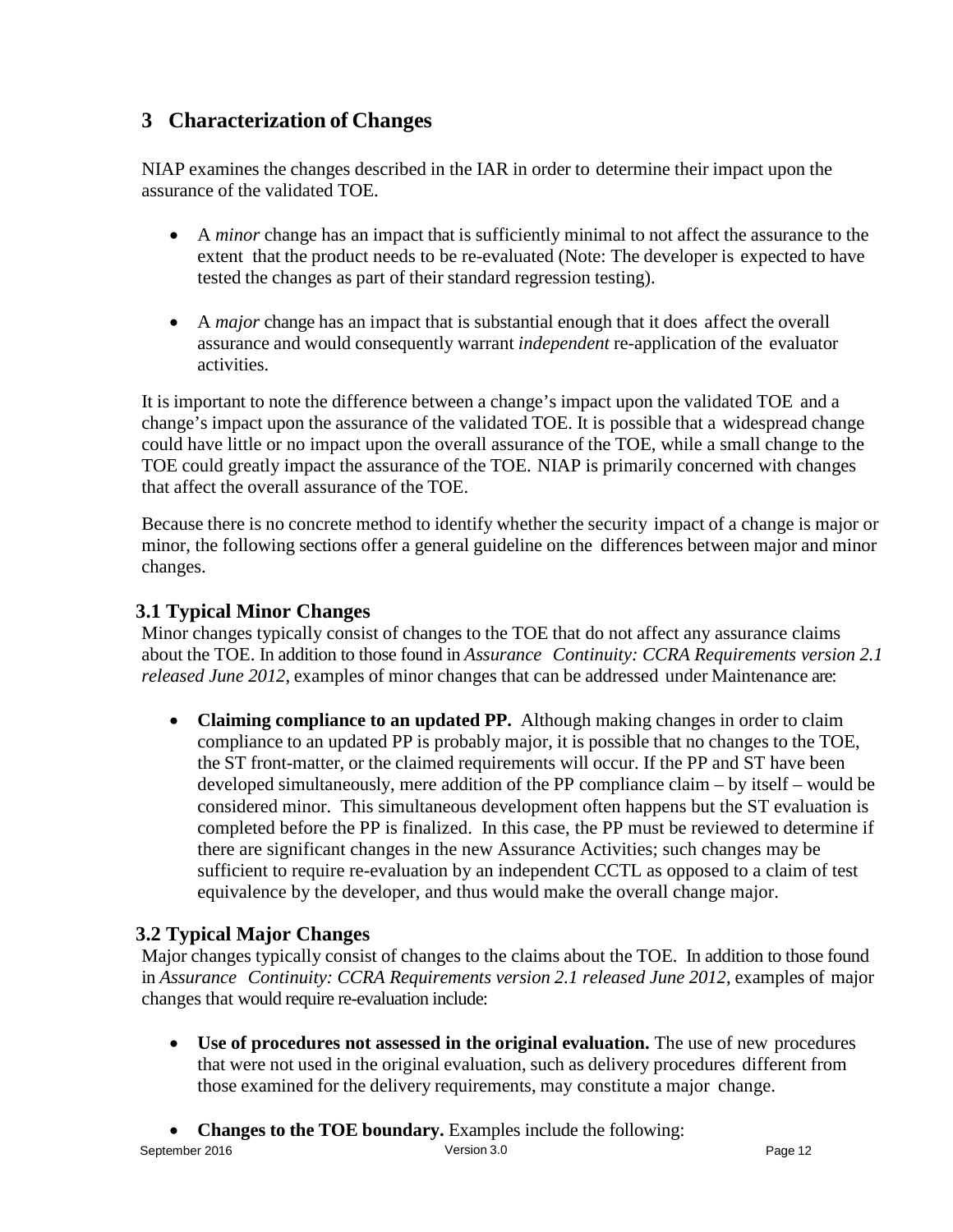# 3 Characterization of Changes

NIAP examines the changes described in the IAR in order to determine their impact upon the assurance of the validated TOE.

- A *minor* change has an impact that is sufficiently minimal to not affect the assurance to the extent that the product needs to be re-evaluated (Note: The developer is expected to have tested the changes as part of their standard regression testing).

- A *major* change has an impact that is substantial enough that it does affect the overall assurance and would consequently warrant *independent* re-application of the evaluator activities.

It is important to note the difference between a change's impact upon the validated TOE and a change's impact upon the assurance of the validated TOE. It is possible that a widespread change could have little or no impact upon the overall assurance of the TOE, while a small change to the TOE could greatly impact the assurance of the TOE. NIAP is primarily concerned with changes that affect the overall assurance of the TOE.

Because there is no concrete method to identify whether the security impact of a change is major or minor, the following sections offer a general guideline on the differences between major and minor changes.

## 3.1 Typical Minor Changes

Minor changes typically consist of changes to the TOE that do not affect any assurance claims about the TOE. In addition to those found in *Assurance Continuity: CCRA Requirements version 2.1 released June 2012*, examples of minor changes that can be addressed under Maintenance are:

- **Claiming compliance to an updated PP.** Although making changes in order to claim compliance to an updated PP is probably major, it is possible that no changes to the TOE, the ST front-matter, or the claimed requirements will occur. If the PP and ST have been developed simultaneously, mere addition of the PP compliance claim – by itself – would be considered minor. This simultaneous development often happens but the ST evaluation is completed before the PP is finalized. In this case, the PP must be reviewed to determine if there are significant changes in the new Assurance Activities; such changes may be sufficient to require re-evaluation by an independent CCTL as opposed to a claim of test equivalence by the developer, and thus would make the overall change major.

## 3.2 Typical Major Changes

Major changes typically consist of changes to the claims about the TOE. In addition to those found in *Assurance Continuity: CCRA Requirements version 2.1 released June 2012*, examples of major changes that would require re-evaluation include:

- **Use of procedures not assessed in the original evaluation.** The use of new procedures that were not used in the original evaluation, such as delivery procedures different from those examined for the delivery requirements, may constitute a major change.

- **Changes to the TOE boundary.** Examples include the following: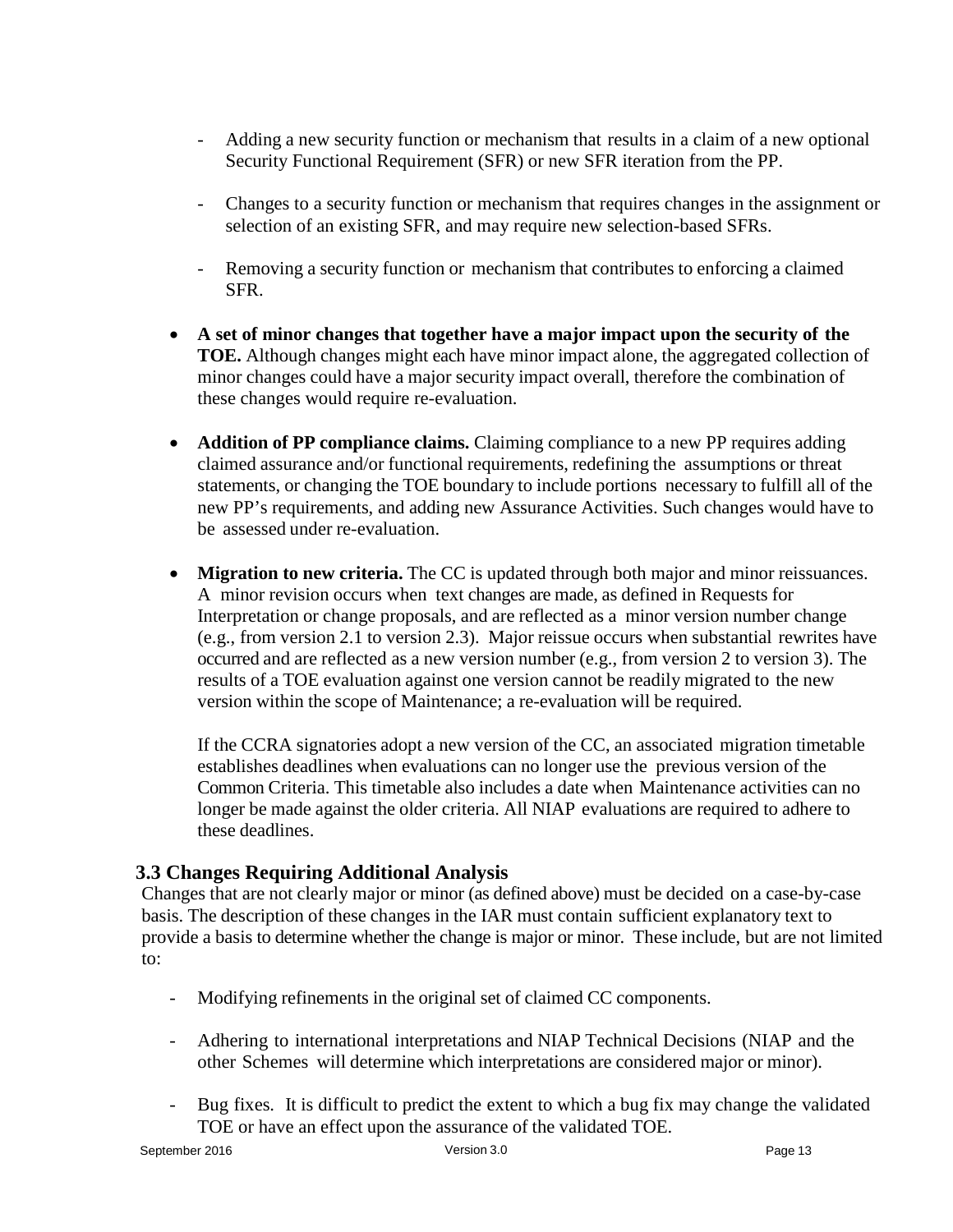- Adding a new security function or mechanism that results in a claim of a new optional Security Functional Requirement (SFR) or new SFR iteration from the PP.

- Changes to a security function or mechanism that requires changes in the assignment or selection of an existing SFR, and may require new selection-based SFRs.

- Removing a security function or mechanism that contributes to enforcing a claimed SFR.

- **A set of minor changes that together have a major impact upon the security of the TOE.** Although changes might each have minor impact alone, the aggregated collection of minor changes could have a major security impact overall, therefore the combination of these changes would require re-evaluation.

- **Addition of PP compliance claims.** Claiming compliance to a new PP requires adding claimed assurance and/or functional requirements, redefining the assumptions or threat statements, or changing the TOE boundary to include portions necessary to fulfill all of the new PP's requirements, and adding new Assurance Activities. Such changes would have to be assessed under re-evaluation.

- **Migration to new criteria.** The CC is updated through both major and minor reissuances. A minor revision occurs when text changes are made, as defined in Requests for Interpretation or change proposals, and are reflected as a minor version number change (e.g., from version 2.1 to version 2.3). Major reissue occurs when substantial rewrites have occurred and are reflected as a new version number (e.g., from version 2 to version 3). The results of a TOE evaluation against one version cannot be readily migrated to the new version within the scope of Maintenance; a re-evaluation will be required.

  If the CCRA signatories adopt a new version of the CC, an associated migration timetable establishes deadlines when evaluations can no longer use the previous version of the Common Criteria. This timetable also includes a date when Maintenance activities can no longer be made against the older criteria. All NIAP evaluations are required to adhere to these deadlines.

### 3.3 Changes Requiring Additional Analysis

Changes that are not clearly major or minor (as defined above) must be decided on a case-by-case basis. The description of these changes in the IAR must contain sufficient explanatory text to provide a basis to determine whether the change is major or minor. These include, but are not limited to:

- Modifying refinements in the original set of claimed CC components.

- Adhering to international interpretations and NIAP Technical Decisions (NIAP and the other Schemes will determine which interpretations are considered major or minor).

- Bug fixes. It is difficult to predict the extent to which a bug fix may change the validated TOE or have an effect upon the assurance of the validated TOE.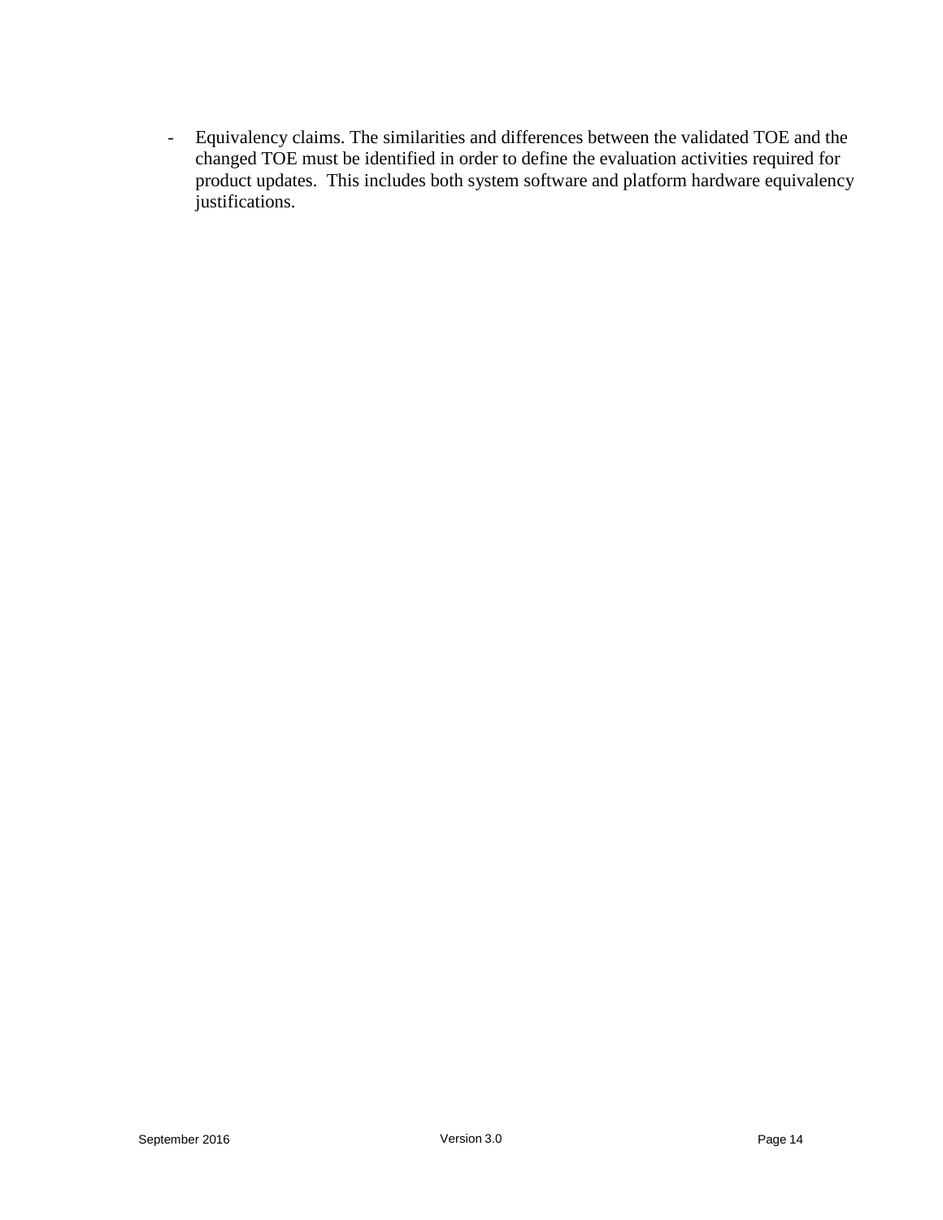- Equivalency claims. The similarities and differences between the validated TOE and the changed TOE must be identified in order to define the evaluation activities required for product updates. This includes both system software and platform hardware equivalency justifications.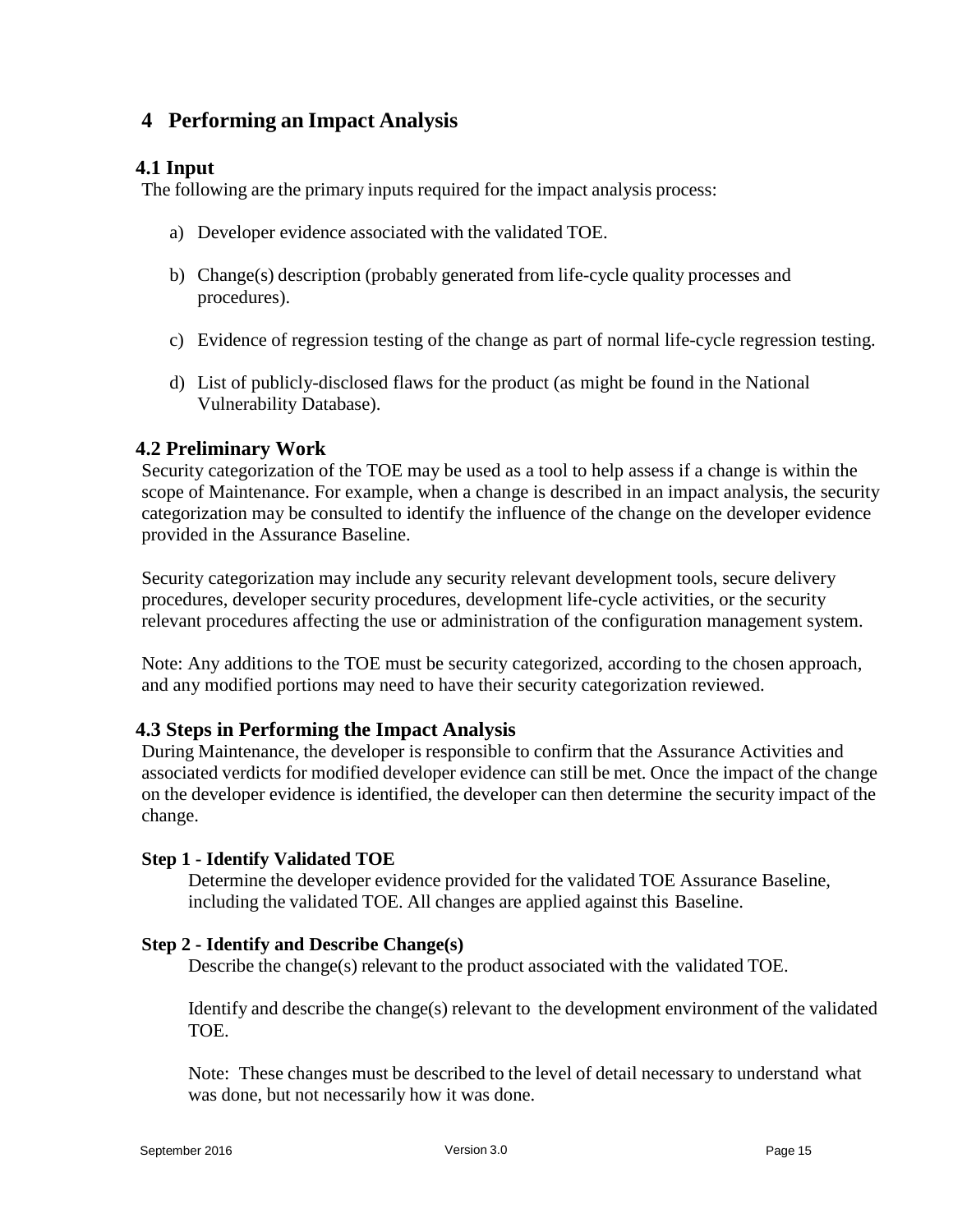# 4 Performing an Impact Analysis

## 4.1 Input

The following are the primary inputs required for the impact analysis process:

a) Developer evidence associated with the validated TOE.

b) Change(s) description (probably generated from life-cycle quality processes and procedures).

c) Evidence of regression testing of the change as part of normal life-cycle regression testing.

d) List of publicly-disclosed flaws for the product (as might be found in the National Vulnerability Database).

## 4.2 Preliminary Work

Security categorization of the TOE may be used as a tool to help assess if a change is within the scope of Maintenance. For example, when a change is described in an impact analysis, the security categorization may be consulted to identify the influence of the change on the developer evidence provided in the Assurance Baseline.

Security categorization may include any security relevant development tools, secure delivery procedures, developer security procedures, development life-cycle activities, or the security relevant procedures affecting the use or administration of the configuration management system.

Note: Any additions to the TOE must be security categorized, according to the chosen approach, and any modified portions may need to have their security categorization reviewed.

## 4.3 Steps in Performing the Impact Analysis

During Maintenance, the developer is responsible to confirm that the Assurance Activities and associated verdicts for modified developer evidence can still be met. Once the impact of the change on the developer evidence is identified, the developer can then determine the security impact of the change.

### Step 1 - Identify Validated TOE

Determine the developer evidence provided for the validated TOE Assurance Baseline, including the validated TOE. All changes are applied against this Baseline.

### Step 2 - Identify and Describe Change(s)

Describe the change(s) relevant to the product associated with the validated TOE.

Identify and describe the change(s) relevant to the development environment of the validated TOE.

Note: These changes must be described to the level of detail necessary to understand what was done, but not necessarily how it was done.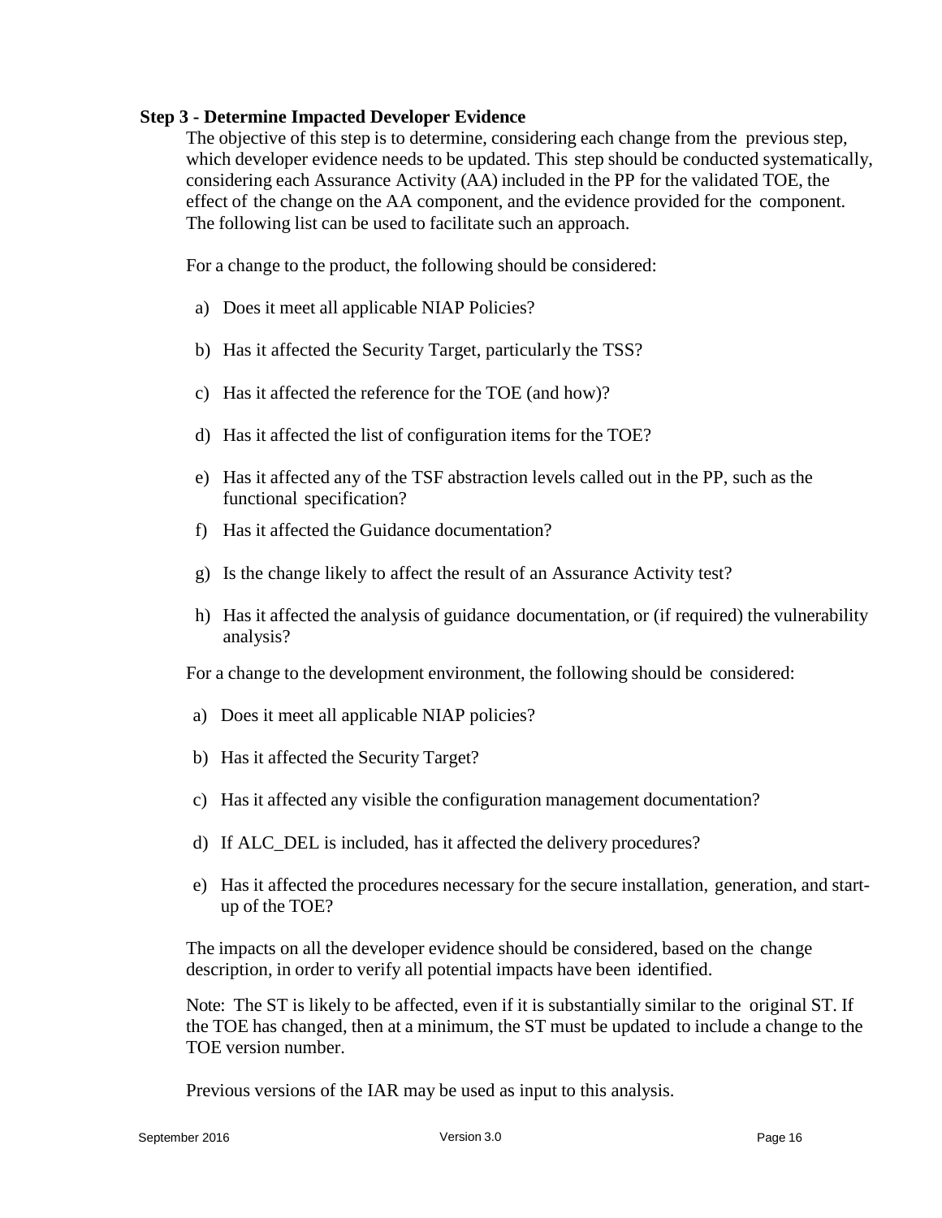**Step 3 - Determine Impacted Developer Evidence**

The objective of this step is to determine, considering each change from the previous step, which developer evidence needs to be updated. This step should be conducted systematically, considering each Assurance Activity (AA) included in the PP for the validated TOE, the effect of the change on the AA component, and the evidence provided for the component. The following list can be used to facilitate such an approach.

For a change to the product, the following should be considered:

a) Does it meet all applicable NIAP Policies?

b) Has it affected the Security Target, particularly the TSS?

c) Has it affected the reference for the TOE (and how)?

d) Has it affected the list of configuration items for the TOE?

e) Has it affected any of the TSF abstraction levels called out in the PP, such as the functional specification?

f) Has it affected the Guidance documentation?

g) Is the change likely to affect the result of an Assurance Activity test?

h) Has it affected the analysis of guidance documentation, or (if required) the vulnerability analysis?

For a change to the development environment, the following should be considered:

a) Does it meet all applicable NIAP policies?

b) Has it affected the Security Target?

c) Has it affected any visible the configuration management documentation?

d) If ALC_DEL is included, has it affected the delivery procedures?

e) Has it affected the procedures necessary for the secure installation, generation, and start-up of the TOE?

The impacts on all the developer evidence should be considered, based on the change description, in order to verify all potential impacts have been identified.

Note: The ST is likely to be affected, even if it is substantially similar to the original ST. If the TOE has changed, then at a minimum, the ST must be updated to include a change to the TOE version number.

Previous versions of the IAR may be used as input to this analysis.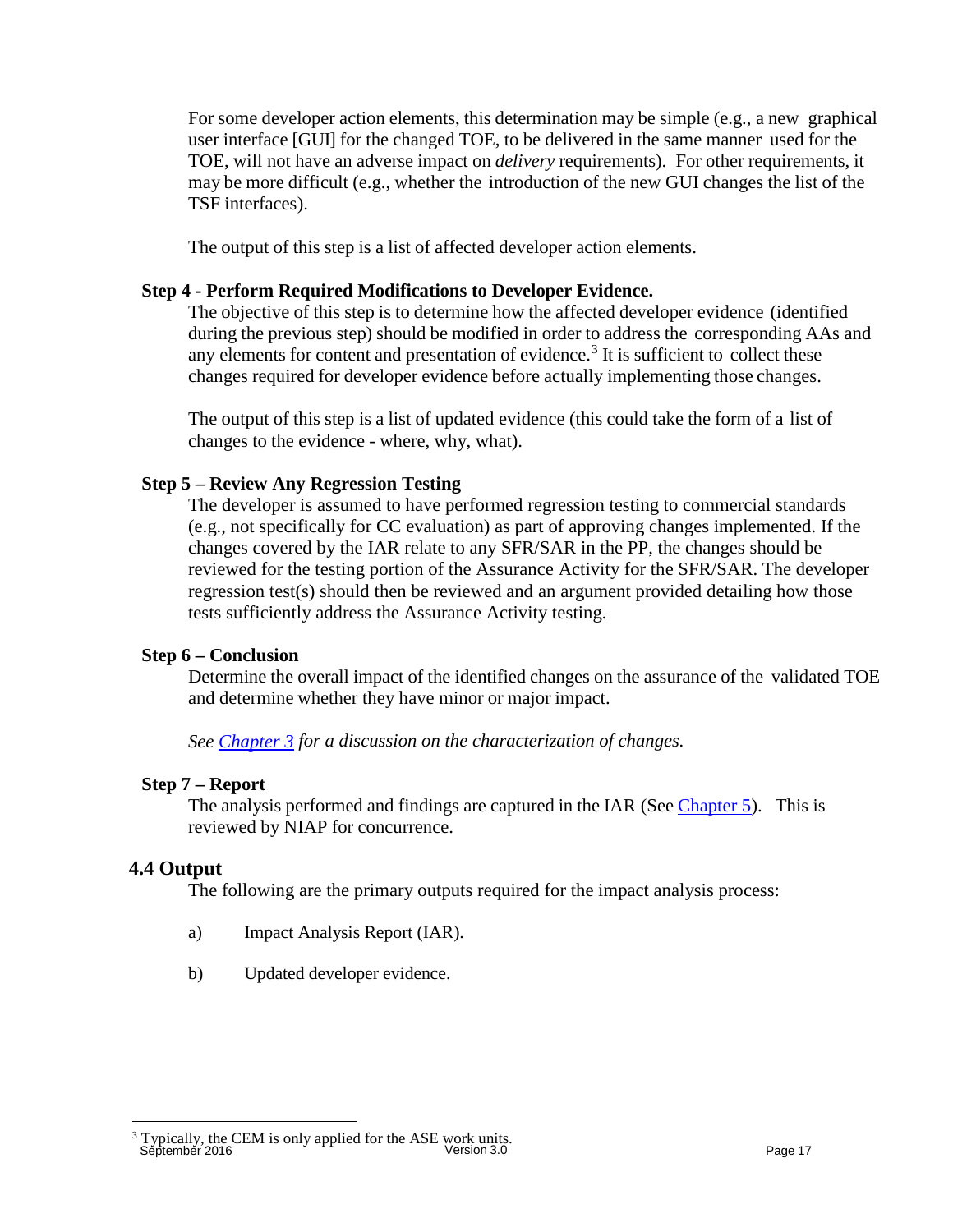For some developer action elements, this determination may be simple (e.g., a new graphical user interface [GUI] for the changed TOE, to be delivered in the same manner used for the TOE, will not have an adverse impact on *delivery* requirements). For other requirements, it may be more difficult (e.g., whether the introduction of the new GUI changes the list of the TSF interfaces).

The output of this step is a list of affected developer action elements.

**Step 4 - Perform Required Modifications to Developer Evidence.**

The objective of this step is to determine how the affected developer evidence (identified during the previous step) should be modified in order to address the corresponding AAs and any elements for content and presentation of evidence.[3] It is sufficient to collect these changes required for developer evidence before actually implementing those changes.

The output of this step is a list of updated evidence (this could take the form of a list of changes to the evidence - where, why, what).

**Step 5 – Review Any Regression Testing**

The developer is assumed to have performed regression testing to commercial standards (e.g., not specifically for CC evaluation) as part of approving changes implemented. If the changes covered by the IAR relate to any SFR/SAR in the PP, the changes should be reviewed for the testing portion of the Assurance Activity for the SFR/SAR. The developer regression test(s) should then be reviewed and an argument provided detailing how those tests sufficiently address the Assurance Activity testing.

**Step 6 – Conclusion**

Determine the overall impact of the identified changes on the assurance of the validated TOE and determine whether they have minor or major impact.

*See Chapter 3 for a discussion on the characterization of changes.*

**Step 7 – Report**

The analysis performed and findings are captured in the IAR (See Chapter 5). This is reviewed by NIAP for concurrence.

## 4.4 Output

The following are the primary outputs required for the impact analysis process:

a) Impact Analysis Report (IAR).

b) Updated developer evidence.

[3] Typically, the CEM is only applied for the ASE work units.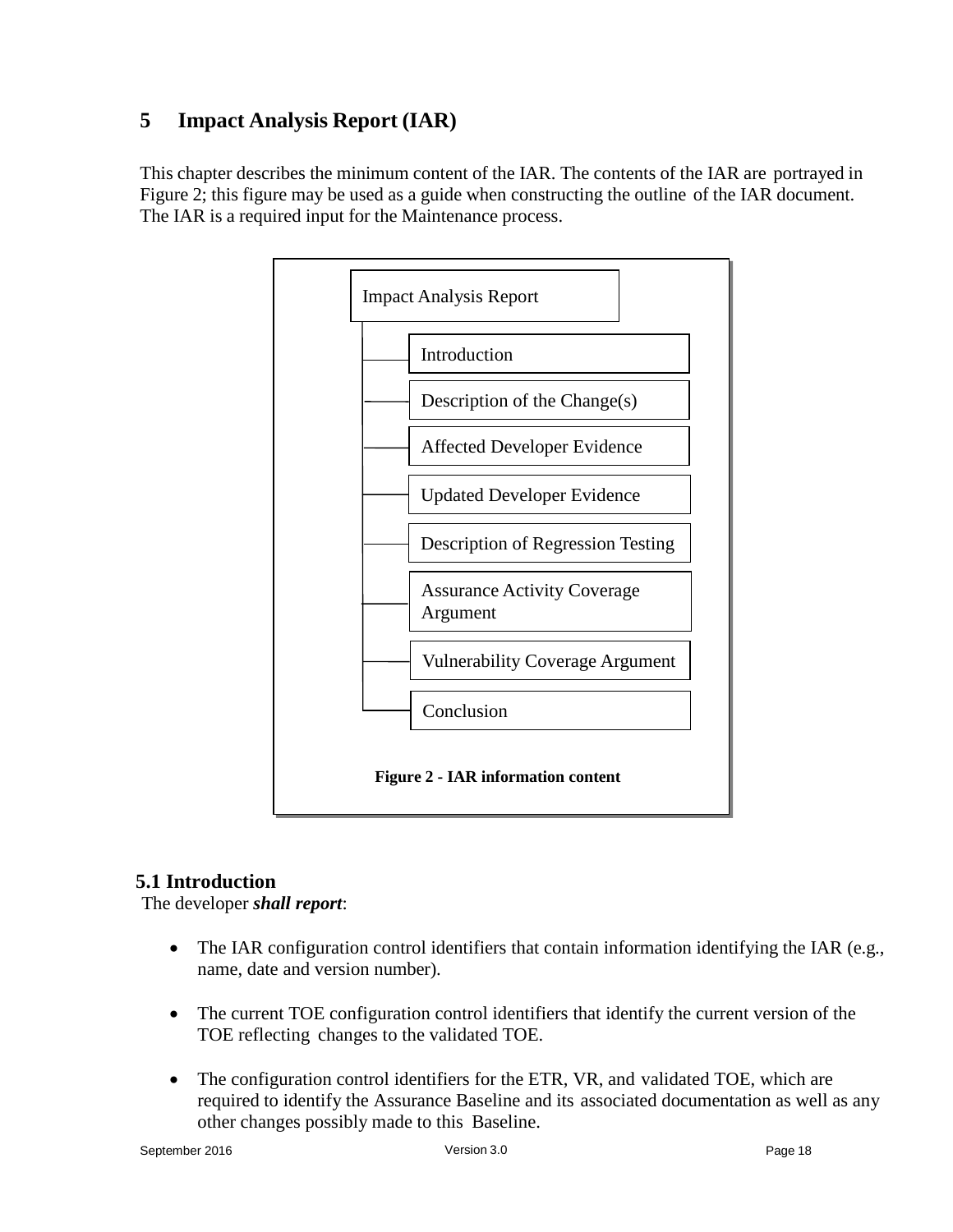# 5 Impact Analysis Report (IAR)

This chapter describes the minimum content of the IAR. The contents of the IAR are portrayed in Figure 2; this figure may be used as a guide when constructing the outline of the IAR document. The IAR is a required input for the Maintenance process.

- Impact Analysis Report
  - Introduction
  - Description of the Change(s)
  - Affected Developer Evidence
  - Updated Developer Evidence
  - Description of Regression Testing
  - Assurance Activity Coverage Argument
  - Vulnerability Coverage Argument
  - Conclusion

**Figure 2 - IAR information content**

## 5.1 Introduction

The developer ***shall report***:

- The IAR configuration control identifiers that contain information identifying the IAR (e.g., name, date and version number).
- The current TOE configuration control identifiers that identify the current version of the TOE reflecting changes to the validated TOE.
- The configuration control identifiers for the ETR, VR, and validated TOE, which are required to identify the Assurance Baseline and its associated documentation as well as any other changes possibly made to this Baseline.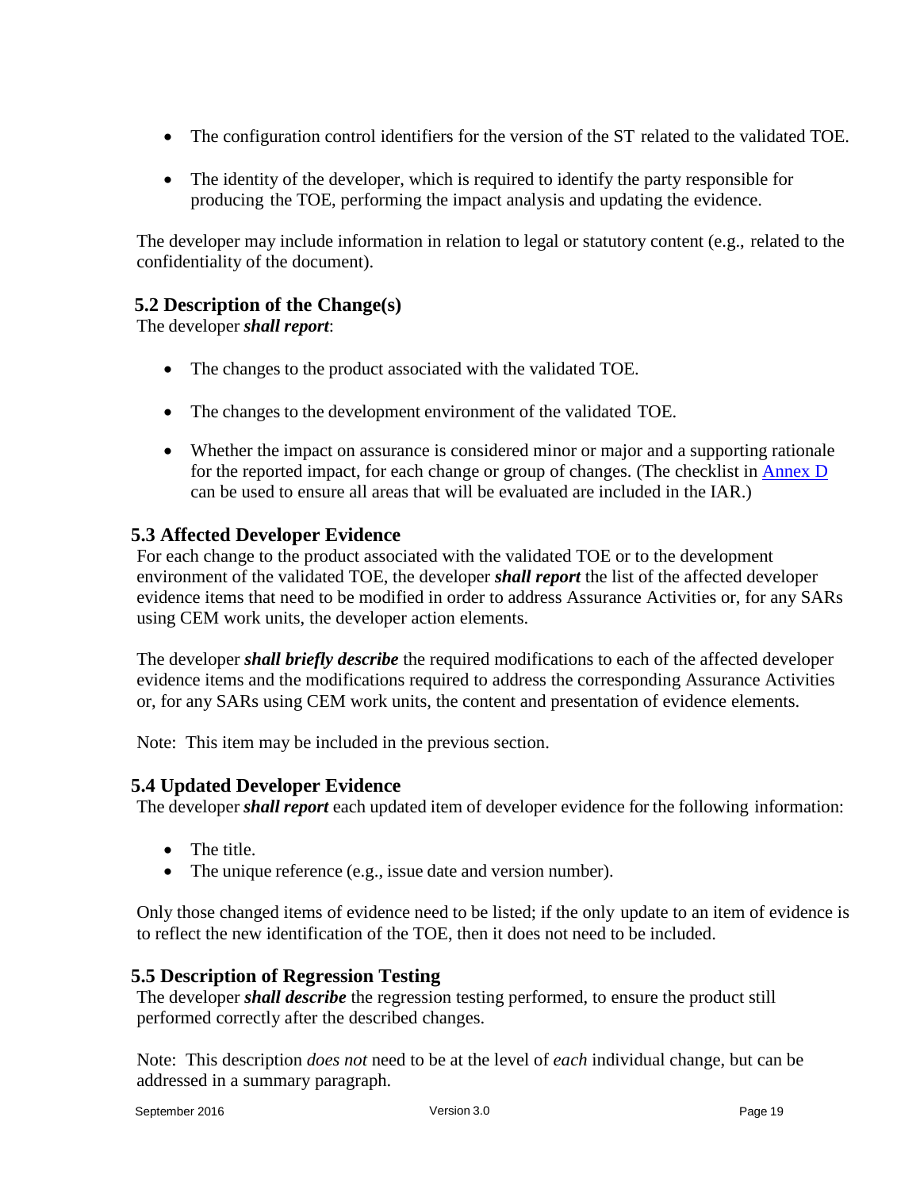- The configuration control identifiers for the version of the ST related to the validated TOE.

- The identity of the developer, which is required to identify the party responsible for producing the TOE, performing the impact analysis and updating the evidence.

The developer may include information in relation to legal or statutory content (e.g., related to the confidentiality of the document).

## 5.2 Description of the Change(s)

The developer ***shall report***:

- The changes to the product associated with the validated TOE.

- The changes to the development environment of the validated TOE.

- Whether the impact on assurance is considered minor or major and a supporting rationale for the reported impact, for each change or group of changes. (The checklist in Annex D can be used to ensure all areas that will be evaluated are included in the IAR.)

## 5.3 Affected Developer Evidence

For each change to the product associated with the validated TOE or to the development environment of the validated TOE, the developer ***shall report*** the list of the affected developer evidence items that need to be modified in order to address Assurance Activities or, for any SARs using CEM work units, the developer action elements.

The developer ***shall briefly describe*** the required modifications to each of the affected developer evidence items and the modifications required to address the corresponding Assurance Activities or, for any SARs using CEM work units, the content and presentation of evidence elements.

Note: This item may be included in the previous section.

## 5.4 Updated Developer Evidence

The developer ***shall report*** each updated item of developer evidence for the following information:

- The title.
- The unique reference (e.g., issue date and version number).

Only those changed items of evidence need to be listed; if the only update to an item of evidence is to reflect the new identification of the TOE, then it does not need to be included.

## 5.5 Description of Regression Testing

The developer ***shall describe*** the regression testing performed, to ensure the product still performed correctly after the described changes.

Note: This description *does not* need to be at the level of *each* individual change, but can be addressed in a summary paragraph.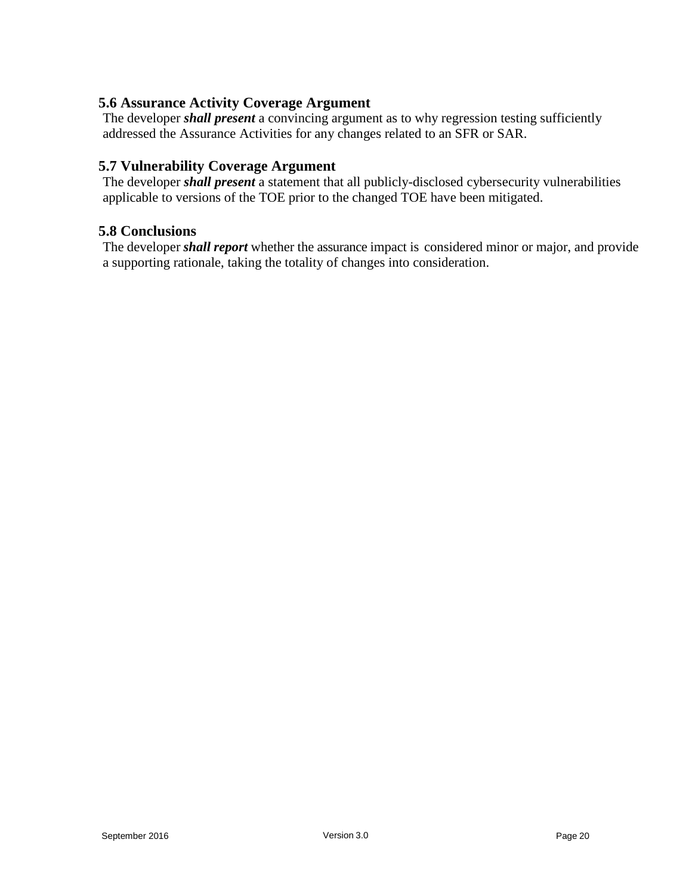## 5.6 Assurance Activity Coverage Argument

The developer ***shall present*** a convincing argument as to why regression testing sufficiently addressed the Assurance Activities for any changes related to an SFR or SAR.

## 5.7 Vulnerability Coverage Argument

The developer ***shall present*** a statement that all publicly-disclosed cybersecurity vulnerabilities applicable to versions of the TOE prior to the changed TOE have been mitigated.

## 5.8 Conclusions

The developer ***shall report*** whether the assurance impact is considered minor or major, and provide a supporting rationale, taking the totality of changes into consideration.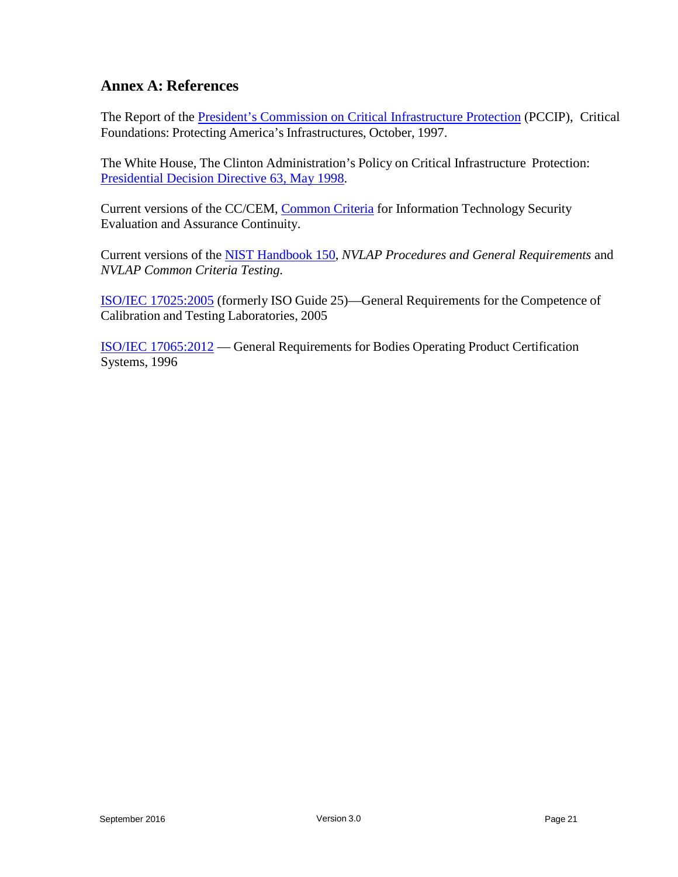## Annex A: References

The Report of the President's Commission on Critical Infrastructure Protection (PCCIP), Critical Foundations: Protecting America's Infrastructures, October, 1997.

The White House, The Clinton Administration's Policy on Critical Infrastructure Protection: Presidential Decision Directive 63, May 1998.

Current versions of the CC/CEM, Common Criteria for Information Technology Security Evaluation and Assurance Continuity.

Current versions of the NIST Handbook 150, *NVLAP Procedures and General Requirements* and *NVLAP Common Criteria Testing.*

ISO/IEC 17025:2005 (formerly ISO Guide 25)—General Requirements for the Competence of Calibration and Testing Laboratories, 2005

ISO/IEC 17065:2012 — General Requirements for Bodies Operating Product Certification Systems, 1996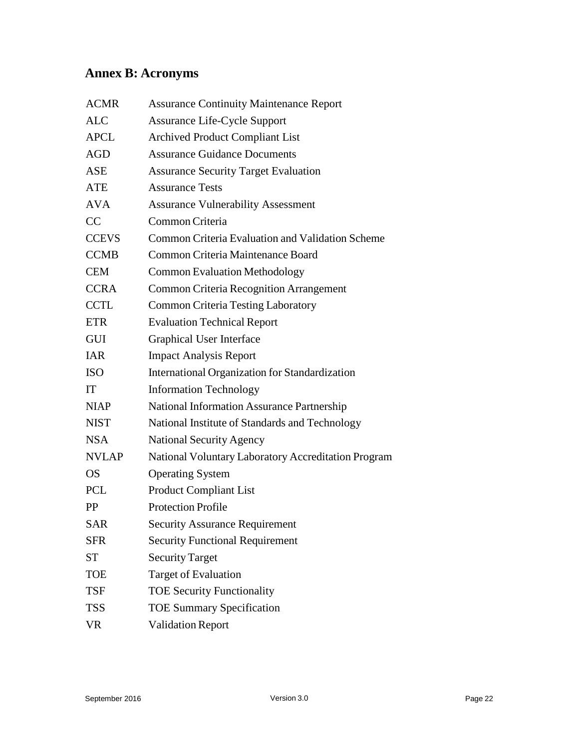## Annex B: Acronyms

| | |
|---|---|
| ACMR | Assurance Continuity Maintenance Report |
| ALC | Assurance Life-Cycle Support |
| APCL | Archived Product Compliant List |
| AGD | Assurance Guidance Documents |
| ASE | Assurance Security Target Evaluation |
| ATE | Assurance Tests |
| AVA | Assurance Vulnerability Assessment |
| CC | Common Criteria |
| CCEVS | Common Criteria Evaluation and Validation Scheme |
| CCMB | Common Criteria Maintenance Board |
| CEM | Common Evaluation Methodology |
| CCRA | Common Criteria Recognition Arrangement |
| CCTL | Common Criteria Testing Laboratory |
| ETR | Evaluation Technical Report |
| GUI | Graphical User Interface |
| IAR | Impact Analysis Report |
| ISO | International Organization for Standardization |
| IT | Information Technology |
| NIAP | National Information Assurance Partnership |
| NIST | National Institute of Standards and Technology |
| NSA | National Security Agency |
| NVLAP | National Voluntary Laboratory Accreditation Program |
| OS | Operating System |
| PCL | Product Compliant List |
| PP | Protection Profile |
| SAR | Security Assurance Requirement |
| SFR | Security Functional Requirement |
| ST | Security Target |
| TOE | Target of Evaluation |
| TSF | TOE Security Functionality |
| TSS | TOE Summary Specification |
| VR | Validation Report |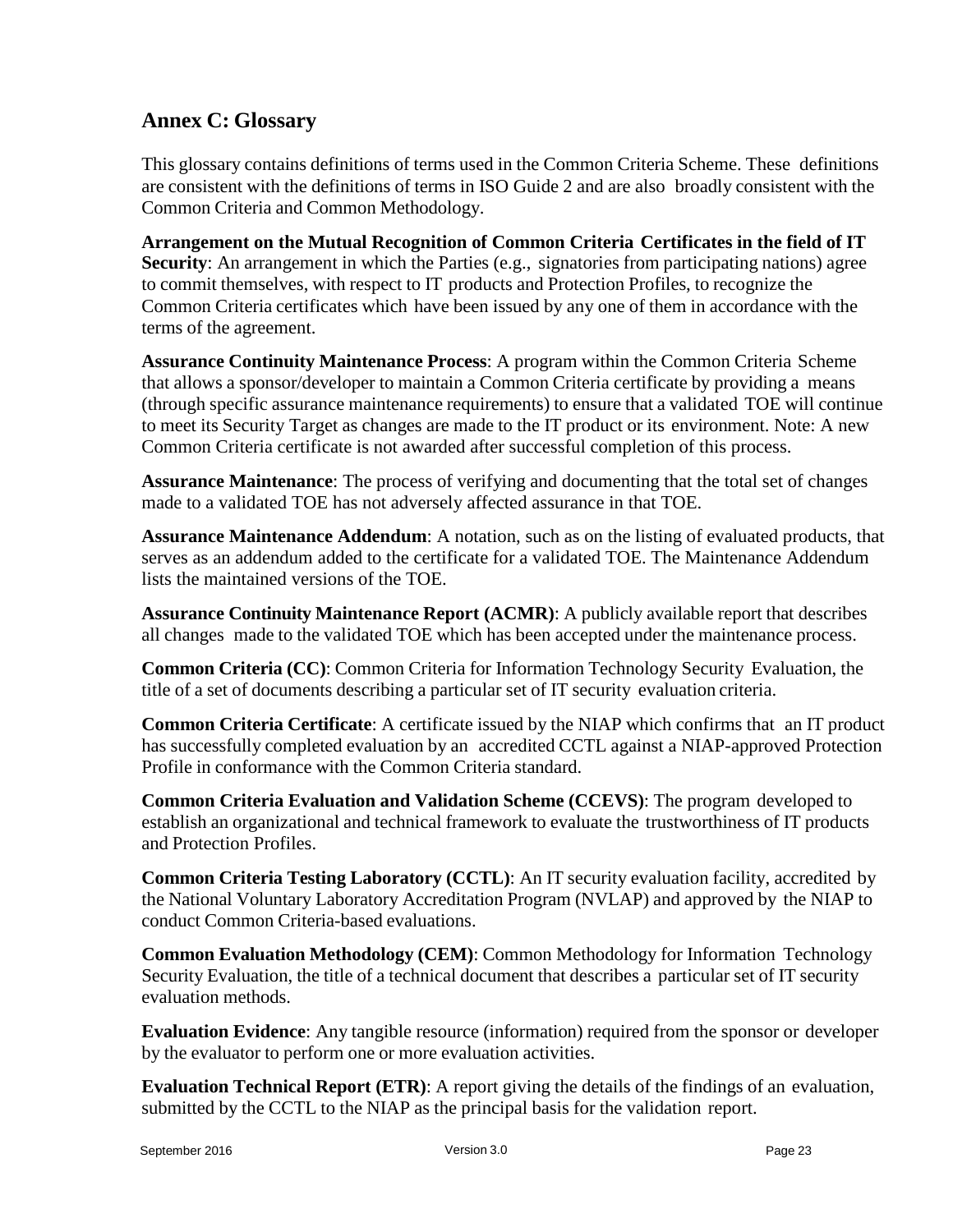## Annex C: Glossary

This glossary contains definitions of terms used in the Common Criteria Scheme. These definitions are consistent with the definitions of terms in ISO Guide 2 and are also broadly consistent with the Common Criteria and Common Methodology.

**Arrangement on the Mutual Recognition of Common Criteria Certificates in the field of IT Security**: An arrangement in which the Parties (e.g., signatories from participating nations) agree to commit themselves, with respect to IT products and Protection Profiles, to recognize the Common Criteria certificates which have been issued by any one of them in accordance with the terms of the agreement.

**Assurance Continuity Maintenance Process**: A program within the Common Criteria Scheme that allows a sponsor/developer to maintain a Common Criteria certificate by providing a means (through specific assurance maintenance requirements) to ensure that a validated TOE will continue to meet its Security Target as changes are made to the IT product or its environment. Note: A new Common Criteria certificate is not awarded after successful completion of this process.

**Assurance Maintenance**: The process of verifying and documenting that the total set of changes made to a validated TOE has not adversely affected assurance in that TOE.

**Assurance Maintenance Addendum**: A notation, such as on the listing of evaluated products, that serves as an addendum added to the certificate for a validated TOE. The Maintenance Addendum lists the maintained versions of the TOE.

**Assurance Continuity Maintenance Report (ACMR)**: A publicly available report that describes all changes made to the validated TOE which has been accepted under the maintenance process.

**Common Criteria (CC)**: Common Criteria for Information Technology Security Evaluation, the title of a set of documents describing a particular set of IT security evaluation criteria.

**Common Criteria Certificate**: A certificate issued by the NIAP which confirms that an IT product has successfully completed evaluation by an accredited CCTL against a NIAP-approved Protection Profile in conformance with the Common Criteria standard.

**Common Criteria Evaluation and Validation Scheme (CCEVS)**: The program developed to establish an organizational and technical framework to evaluate the trustworthiness of IT products and Protection Profiles.

**Common Criteria Testing Laboratory (CCTL)**: An IT security evaluation facility, accredited by the National Voluntary Laboratory Accreditation Program (NVLAP) and approved by the NIAP to conduct Common Criteria-based evaluations.

**Common Evaluation Methodology (CEM)**: Common Methodology for Information Technology Security Evaluation, the title of a technical document that describes a particular set of IT security evaluation methods.

**Evaluation Evidence**: Any tangible resource (information) required from the sponsor or developer by the evaluator to perform one or more evaluation activities.

**Evaluation Technical Report (ETR)**: A report giving the details of the findings of an evaluation, submitted by the CCTL to the NIAP as the principal basis for the validation report.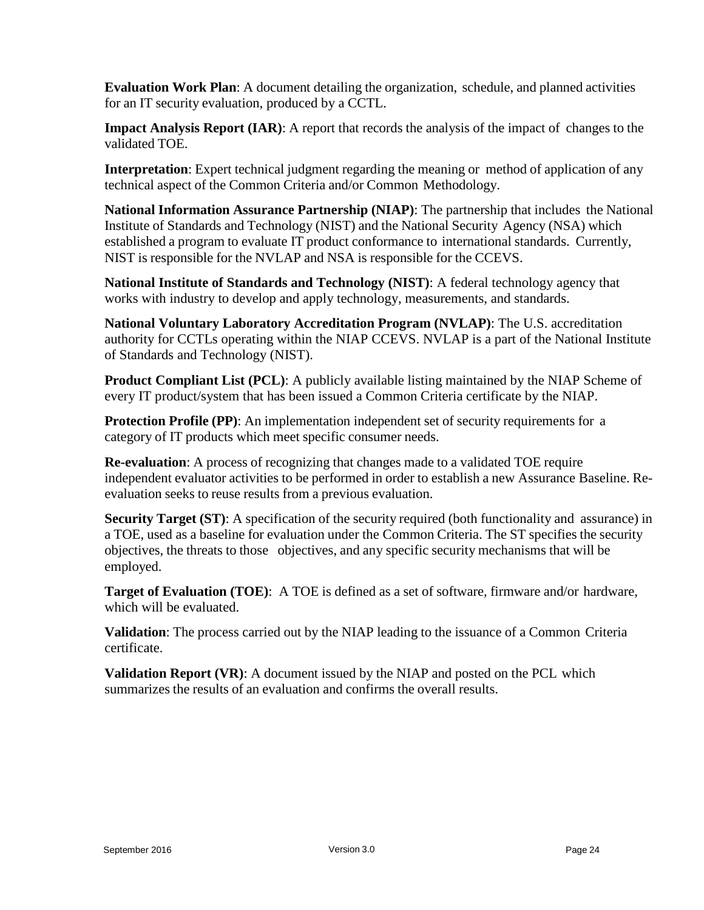**Evaluation Work Plan**: A document detailing the organization, schedule, and planned activities for an IT security evaluation, produced by a CCTL.

**Impact Analysis Report (IAR)**: A report that records the analysis of the impact of changes to the validated TOE.

**Interpretation**: Expert technical judgment regarding the meaning or method of application of any technical aspect of the Common Criteria and/or Common Methodology.

**National Information Assurance Partnership (NIAP)**: The partnership that includes the National Institute of Standards and Technology (NIST) and the National Security Agency (NSA) which established a program to evaluate IT product conformance to international standards. Currently, NIST is responsible for the NVLAP and NSA is responsible for the CCEVS.

**National Institute of Standards and Technology (NIST)**: A federal technology agency that works with industry to develop and apply technology, measurements, and standards.

**National Voluntary Laboratory Accreditation Program (NVLAP)**: The U.S. accreditation authority for CCTLs operating within the NIAP CCEVS. NVLAP is a part of the National Institute of Standards and Technology (NIST).

**Product Compliant List (PCL)**: A publicly available listing maintained by the NIAP Scheme of every IT product/system that has been issued a Common Criteria certificate by the NIAP.

**Protection Profile (PP)**: An implementation independent set of security requirements for a category of IT products which meet specific consumer needs.

**Re-evaluation**: A process of recognizing that changes made to a validated TOE require independent evaluator activities to be performed in order to establish a new Assurance Baseline. Re-evaluation seeks to reuse results from a previous evaluation.

**Security Target (ST)**: A specification of the security required (both functionality and assurance) in a TOE, used as a baseline for evaluation under the Common Criteria. The ST specifies the security objectives, the threats to those objectives, and any specific security mechanisms that will be employed.

**Target of Evaluation (TOE)**: A TOE is defined as a set of software, firmware and/or hardware, which will be evaluated.

**Validation**: The process carried out by the NIAP leading to the issuance of a Common Criteria certificate.

**Validation Report (VR)**: A document issued by the NIAP and posted on the PCL which summarizes the results of an evaluation and confirms the overall results.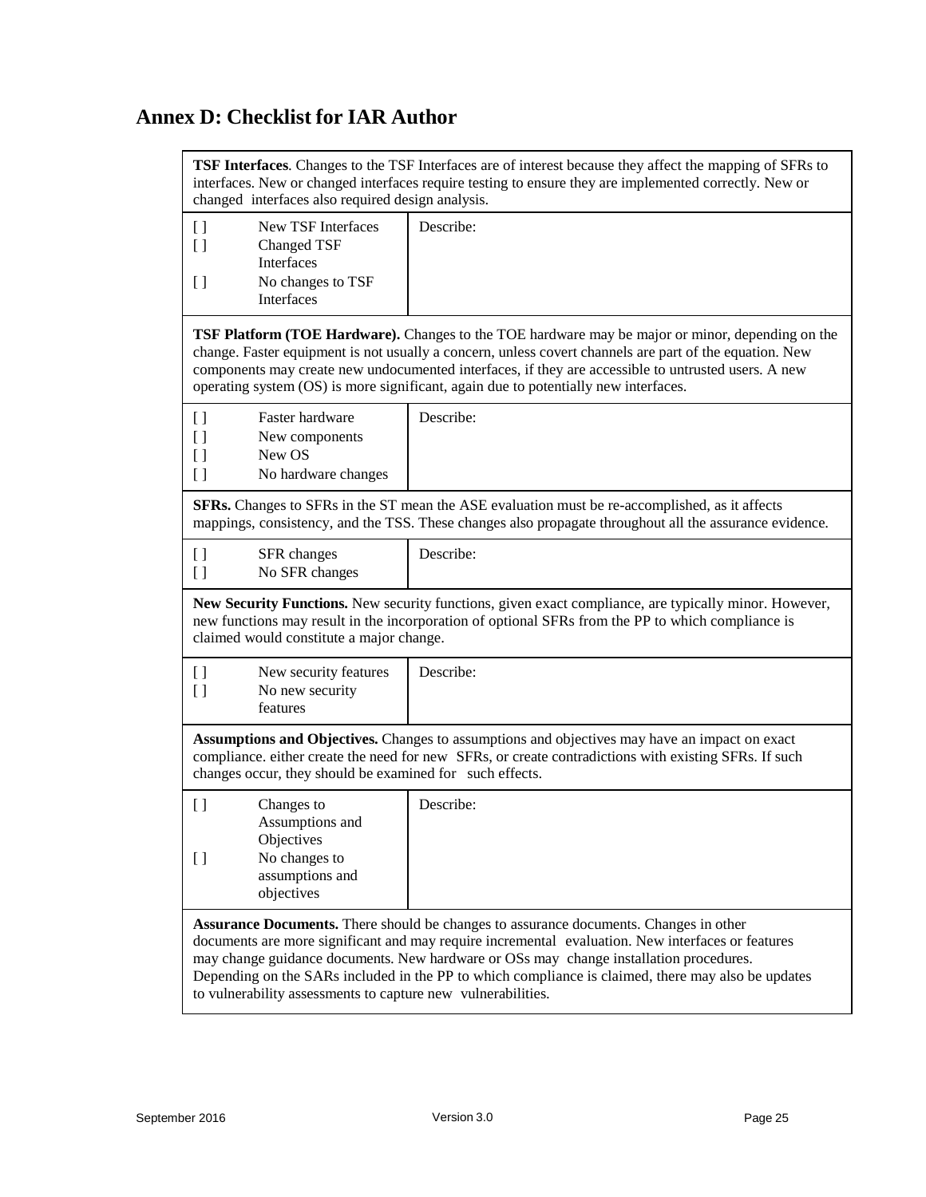## Annex D: Checklist for IAR Author

| **TSF Interfaces**. Changes to the TSF Interfaces are of interest because they affect the mapping of SFRs to interfaces. New or changed interfaces require testing to ensure they are implemented correctly. New or changed interfaces also required design analysis. | |
|---|---|
| [ ] New TSF Interfaces<br>[ ] Changed TSF Interfaces<br>[ ] No changes to TSF Interfaces | Describe: |
| **TSF Platform (TOE Hardware).** Changes to the TOE hardware may be major or minor, depending on the change. Faster equipment is not usually a concern, unless covert channels are part of the equation. New components may create new undocumented interfaces, if they are accessible to untrusted users. A new operating system (OS) is more significant, again due to potentially new interfaces. | |
| [ ] Faster hardware<br>[ ] New components<br>[ ] New OS<br>[ ] No hardware changes | Describe: |
| **SFRs.** Changes to SFRs in the ST mean the ASE evaluation must be re-accomplished, as it affects mappings, consistency, and the TSS. These changes also propagate throughout all the assurance evidence. | |
| [ ] SFR changes<br>[ ] No SFR changes | Describe: |
| **New Security Functions.** New security functions, given exact compliance, are typically minor. However, new functions may result in the incorporation of optional SFRs from the PP to which compliance is claimed would constitute a major change. | |
| [ ] New security features<br>[ ] No new security features | Describe: |
| **Assumptions and Objectives.** Changes to assumptions and objectives may have an impact on exact compliance. either create the need for new SFRs, or create contradictions with existing SFRs. If such changes occur, they should be examined for such effects. | |
| [ ] Changes to Assumptions and Objectives<br>[ ] No changes to assumptions and objectives | Describe: |
| **Assurance Documents.** There should be changes to assurance documents. Changes in other documents are more significant and may require incremental evaluation. New interfaces or features may change guidance documents. New hardware or OSs may change installation procedures. Depending on the SARs included in the PP to which compliance is claimed, there may also be updates to vulnerability assessments to capture new vulnerabilities. | |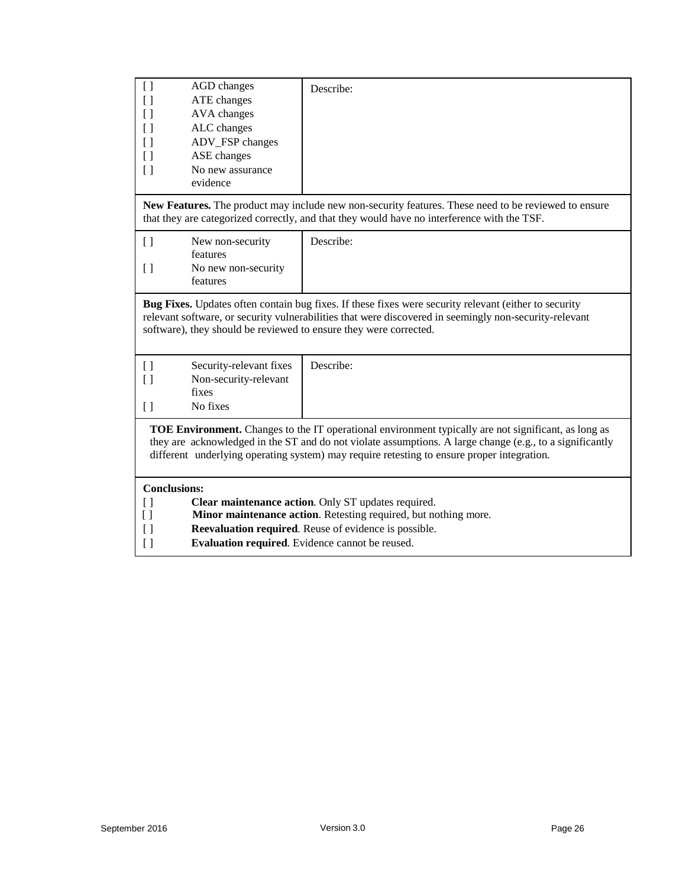| | |
| --- | --- |
| [ ] AGD changes<br>[ ] ATE changes<br>[ ] AVA changes<br>[ ] ALC changes<br>[ ] ADV_FSP changes<br>[ ] ASE changes<br>[ ] No new assurance evidence | Describe: |

**New Features.** The product may include new non-security features. These need to be reviewed to ensure that they are categorized correctly, and that they would have no interference with the TSF.

| | |
| --- | --- |
| [ ] New non-security features<br>[ ] No new non-security features | Describe: |

**Bug Fixes.** Updates often contain bug fixes. If these fixes were security relevant (either to security relevant software, or security vulnerabilities that were discovered in seemingly non-security-relevant software), they should be reviewed to ensure they were corrected.

| | |
| --- | --- |
| [ ] Security-relevant fixes<br>[ ] Non-security-relevant fixes<br>[ ] No fixes | Describe: |

**TOE Environment.** Changes to the IT operational environment typically are not significant, as long as they are acknowledged in the ST and do not violate assumptions. A large change (e.g., to a significantly different underlying operating system) may require retesting to ensure proper integration.

**Conclusions:**

[ ] **Clear maintenance action**. Only ST updates required.
[ ] **Minor maintenance action**. Retesting required, but nothing more.
[ ] **Reevaluation required**. Reuse of evidence is possible.
[ ] **Evaluation required**. Evidence cannot be reused.